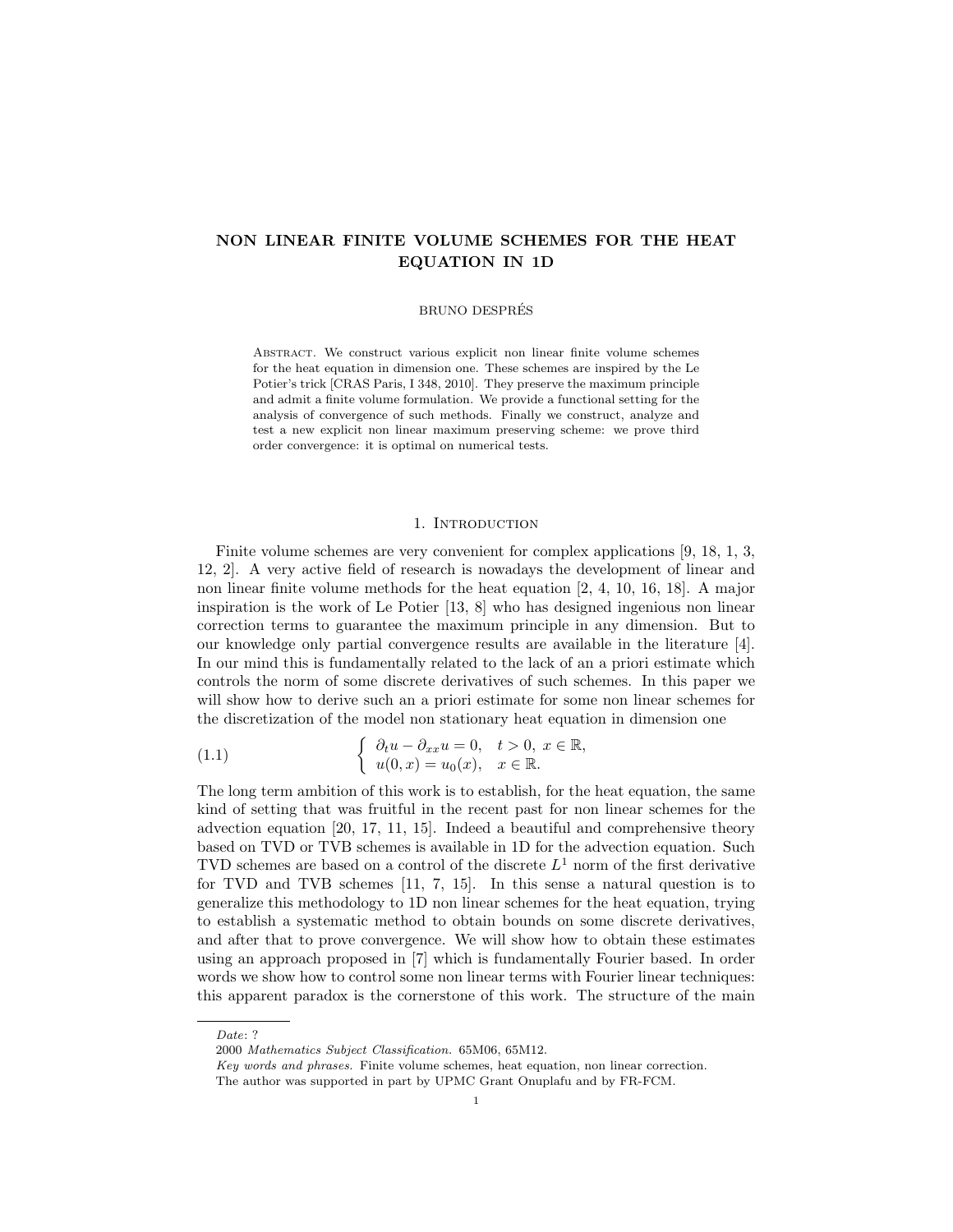# NON LINEAR FINITE VOLUME SCHEMES FOR THE HEAT EQUATION IN 1D

BRUNO DESPRÉS

Abstract. We construct various explicit non linear finite volume schemes for the heat equation in dimension one. These schemes are inspired by the Le Potier's trick [CRAS Paris, I 348, 2010]. They preserve the maximum principle and admit a finite volume formulation. We provide a functional setting for the analysis of convergence of such methods. Finally we construct, analyze and test a new explicit non linear maximum preserving scheme: we prove third order convergence: it is optimal on numerical tests.

## 1. Introduction

Finite volume schemes are very convenient for complex applications [9, 18, 1, 3, 12, 2]. A very active field of research is nowadays the development of linear and non linear finite volume methods for the heat equation [2, 4, 10, 16, 18]. A major inspiration is the work of Le Potier [13, 8] who has designed ingenious non linear correction terms to guarantee the maximum principle in any dimension. But to our knowledge only partial convergence results are available in the literature [4]. In our mind this is fundamentally related to the lack of an a priori estimate which controls the norm of some discrete derivatives of such schemes. In this paper we will show how to derive such an a priori estimate for some non linear schemes for the discretization of the model non stationary heat equation in dimension one

$$
\left\{ \begin{array}{ll} \partial_t u - \partial_{xx} u = 0, & t > 0, \ x \in \mathbb{R}, \\ u(0,x) = u_0(x), & x \in \mathbb{R}. \end{array} \right. \tag{1.1}
$$

The long term ambition of this work is to establish, for the heat equation, the same kind of setting that was fruitful in the recent past for non linear schemes for the advection equation [20, 17, 11, 15]. Indeed a beautiful and comprehensive theory based on TVD or TVB schemes is available in 1D for the advection equation. Such TVD schemes are based on a control of the discrete $L^1$ norm of the first derivative for TVD and TVB schemes [11, 7, 15]. In this sense a natural question is to generalize this methodology to 1D non linear schemes for the heat equation, trying to establish a systematic method to obtain bounds on some discrete derivatives, and after that to prove convergence. We will show how to obtain these estimates using an approach proposed in [7] which is fundamentally Fourier based. In order words we show how to control some non linear terms with Fourier linear techniques: this apparent paradox is the cornerstone of this work. The structure of the main

*Date*: ?

2000 *Mathematics Subject Classification.* 65M06, 65M12.

*Key words and phrases.* Finite volume schemes, heat equation, non linear correction.

The author was supported in part by UPMC Grant Onuplafu and by FR-FCM.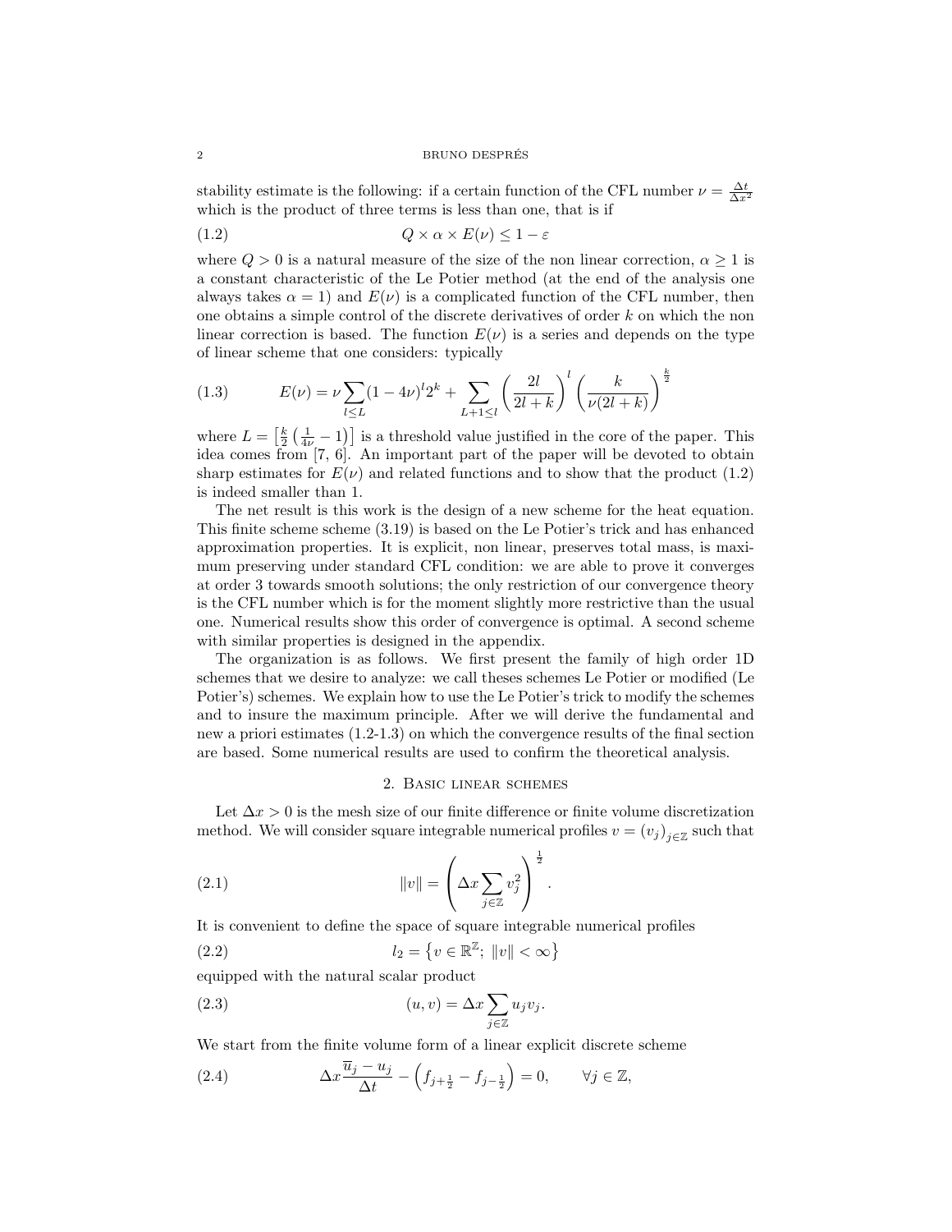stability estimate is the following: if a certain function of the CFL number $\nu = \frac{\Delta t}{\Delta x^2}$ which is the product of three terms is less than one, that is if

$$Q \times \alpha \times E(\nu) \leq 1 - \varepsilon \tag{1.2}$$

where $Q > 0$ is a natural measure of the size of the non linear correction, $\alpha \geq 1$ is a constant characteristic of the Le Potier method (at the end of the analysis one always takes $\alpha = 1$) and $E(\nu)$ is a complicated function of the CFL number, then one obtains a simple control of the discrete derivatives of order $k$ on which the non linear correction is based. The function $E(\nu)$ is a series and depends on the type of linear scheme that one considers: typically

$$E(\nu) = \nu \sum_{l \leq L} (1 - 4\nu)^l 2^k + \sum_{L+1 \leq l} \left( \frac{2l}{2l+k} \right)^l \left( \frac{k}{\nu(2l+k)} \right)^{\frac{k}{2}} \tag{1.3}$$

where $L = \left[ \frac{k}{2} \left( \frac{1}{4\nu} - 1 \right) \right]$ is a threshold value justified in the core of the paper. This idea comes from [7, 6]. An important part of the paper will be devoted to obtain sharp estimates for $E(\nu)$ and related functions and to show that the product (1.2) is indeed smaller than 1.

The net result is this work is the design of a new scheme for the heat equation. This finite scheme scheme (3.19) is based on the Le Potier's trick and has enhanced approximation properties. It is explicit, non linear, preserves total mass, is maximum preserving under standard CFL condition: we are able to prove it converges at order 3 towards smooth solutions; the only restriction of our convergence theory is the CFL number which is for the moment slightly more restrictive than the usual one. Numerical results show this order of convergence is optimal. A second scheme with similar properties is designed in the appendix.

The organization is as follows. We first present the family of high order 1D schemes that we desire to analyze: we call theses schemes Le Potier or modified (Le Potier's) schemes. We explain how to use the Le Potier's trick to modify the schemes and to insure the maximum principle. After we will derive the fundamental and new a priori estimates (1.2-1.3) on which the convergence results of the final section are based. Some numerical results are used to confirm the theoretical analysis.

## 2. Basic linear schemes

Let $\Delta x > 0$ is the mesh size of our finite difference or finite volume discretization method. We will consider square integrable numerical profiles $v = (v_j)_{j \in \mathbb{Z}}$ such that

$$\|v\| = \left( \Delta x \sum_{j \in \mathbb{Z}} v_j^2 \right)^{\frac{1}{2}}. \tag{2.1}$$

It is convenient to define the space of square integrable numerical profiles

$$l_2 = \left\{ v \in \mathbb{R}^{\mathbb{Z}};\ \|v\| < \infty \right\} \tag{2.2}$$

equipped with the natural scalar product

$$(u, v) = \Delta x \sum_{j \in \mathbb{Z}} u_j v_j. \tag{2.3}$$

We start from the finite volume form of a linear explicit discrete scheme

$$\Delta x \frac{\overline{u}_j - u_j}{\Delta t} - \left( f_{j+\frac{1}{2}} - f_{j-\frac{1}{2}} \right) = 0, \qquad \forall j \in \mathbb{Z}, \tag{2.4}$$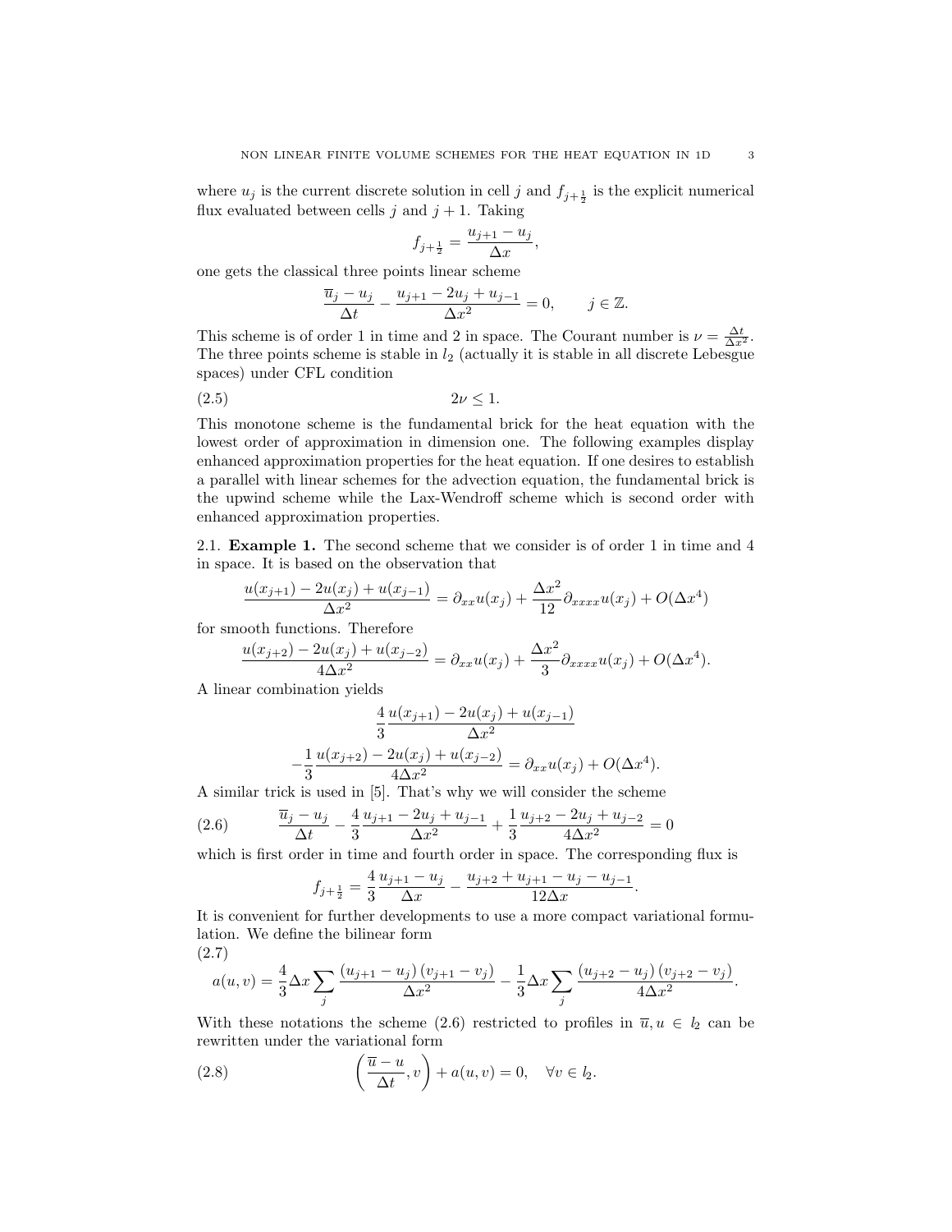where $u_j$ is the current discrete solution in cell $j$ and $f_{j+\frac{1}{2}}$ is the explicit numerical flux evaluated between cells $j$ and $j+1$. Taking

$$f_{j+\frac{1}{2}} = \frac{u_{j+1} - u_j}{\Delta x},$$

one gets the classical three points linear scheme

$$\frac{\overline{u}_j - u_j}{\Delta t} - \frac{u_{j+1} - 2u_j + u_{j-1}}{\Delta x^2} = 0, \qquad j \in \mathbb{Z}.$$

This scheme is of order 1 in time and 2 in space. The Courant number is $\nu = \frac{\Delta t}{\Delta x^2}$. The three points scheme is stable in $l_2$ (actually it is stable in all discrete Lebesgue spaces) under CFL condition

$$2\nu \leq 1. \tag{2.5}$$

This monotone scheme is the fundamental brick for the heat equation with the lowest order of approximation in dimension one. The following examples display enhanced approximation properties for the heat equation. If one desires to establish a parallel with linear schemes for the advection equation, the fundamental brick is the upwind scheme while the Lax-Wendroff scheme which is second order with enhanced approximation properties.

## 2.1. Example 1.

The second scheme that we consider is of order 1 in time and 4 in space. It is based on the observation that

$$\frac{u(x_{j+1}) - 2u(x_j) + u(x_{j-1})}{\Delta x^2} = \partial_{xx} u(x_j) + \frac{\Delta x^2}{12} \partial_{xxxx} u(x_j) + O(\Delta x^4)$$

for smooth functions. Therefore

$$\frac{u(x_{j+2}) - 2u(x_j) + u(x_{j-2})}{4\Delta x^2} = \partial_{xx} u(x_j) + \frac{\Delta x^2}{3} \partial_{xxxx} u(x_j) + O(\Delta x^4).$$

A linear combination yields

$$\frac{4}{3} \frac{u(x_{j+1}) - 2u(x_j) + u(x_{j-1})}{\Delta x^2} - \frac{1}{3} \frac{u(x_{j+2}) - 2u(x_j) + u(x_{j-2})}{4\Delta x^2} = \partial_{xx} u(x_j) + O(\Delta x^4).$$

A similar trick is used in [5]. That's why we will consider the scheme

$$\frac{\overline{u}_j - u_j}{\Delta t} - \frac{4}{3} \frac{u_{j+1} - 2u_j + u_{j-1}}{\Delta x^2} + \frac{1}{3} \frac{u_{j+2} - 2u_j + u_{j-2}}{4\Delta x^2} = 0 \tag{2.6}$$

which is first order in time and fourth order in space. The corresponding flux is

$$f_{j+\frac{1}{2}} = \frac{4}{3} \frac{u_{j+1} - u_j}{\Delta x} - \frac{u_{j+2} + u_{j+1} - u_j - u_{j-1}}{12\Delta x}.$$

It is convenient for further developments to use a more compact variational formulation. We define the bilinear form

$$a(u,v) = \frac{4}{3} \Delta x \sum_j \frac{(u_{j+1} - u_j)(v_{j+1} - v_j)}{\Delta x^2} - \frac{1}{3} \Delta x \sum_j \frac{(u_{j+2} - u_j)(v_{j+2} - v_j)}{4\Delta x^2}. \tag{2.7}$$

With these notations the scheme (2.6) restricted to profiles in $\overline{u}, u \in l_2$ can be rewritten under the variational form

$$\left( \frac{\overline{u} - u}{\Delta t}, v \right) + a(u,v) = 0, \quad \forall v \in l_2. \tag{2.8}$$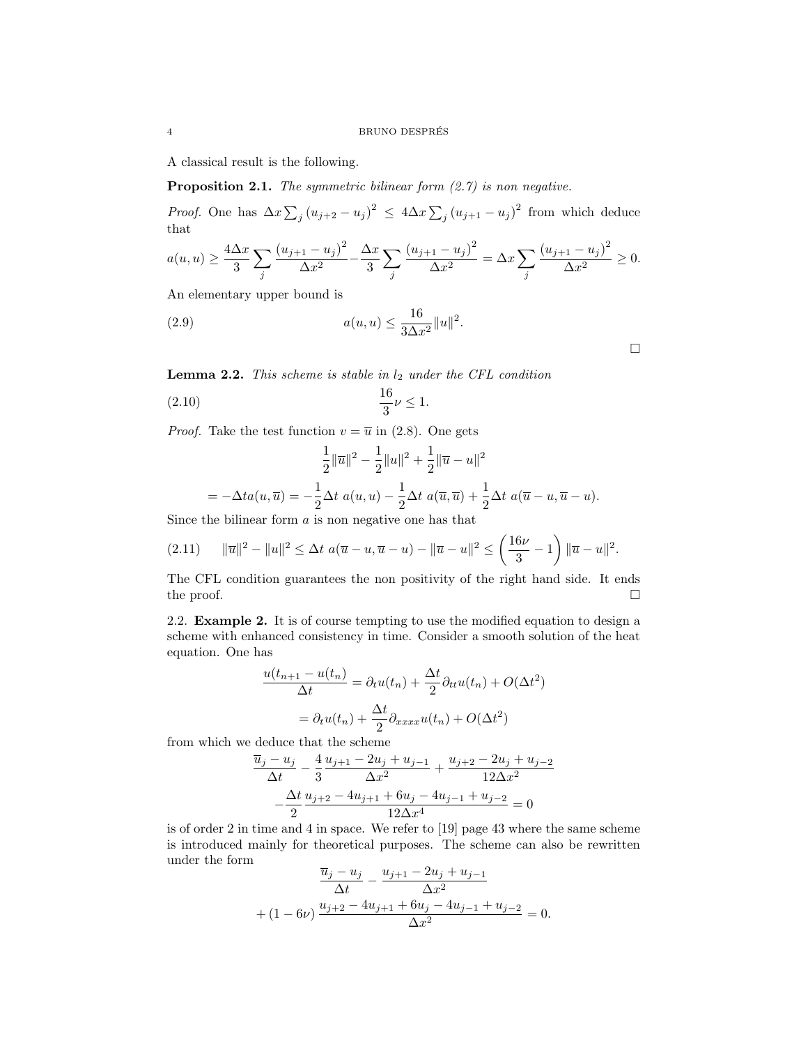A classical result is the following.

**Proposition 2.1.** *The symmetric bilinear form (2.7) is non negative.*

*Proof.* One has $\Delta x \sum_j (u_{j+2} - u_j)^2 \le 4\Delta x \sum_j (u_{j+1} - u_j)^2$ from which deduce that

$$a(u,u) \ge \frac{4\Delta x}{3} \sum_j \frac{(u_{j+1} - u_j)^2}{\Delta x^2} - \frac{\Delta x}{3} \sum_j \frac{(u_{j+1} - u_j)^2}{\Delta x^2} = \Delta x \sum_j \frac{(u_{j+1} - u_j)^2}{\Delta x^2} \ge 0.$$

An elementary upper bound is

$$a(u,u) \le \frac{16}{3\Delta x^2} \|u\|^2. \tag{2.9}$$

□

**Lemma 2.2.** *This scheme is stable in $l_2$ under the CFL condition*

$$\frac{16}{3}\nu \le 1. \tag{2.10}$$

*Proof.* Take the test function $v = \overline{u}$ in (2.8). One gets

$$\frac{1}{2}\|\overline{u}\|^2 - \frac{1}{2}\|u\|^2 + \frac{1}{2}\|\overline{u} - u\|^2$$

$$= -\Delta t a(u, \overline{u}) = -\frac{1}{2}\Delta t \; a(u,u) - \frac{1}{2}\Delta t \; a(\overline{u}, \overline{u}) + \frac{1}{2}\Delta t \; a(\overline{u} - u, \overline{u} - u).$$

Since the bilinear form $a$ is non negative one has that

$$\|\overline{u}\|^2 - \|u\|^2 \le \Delta t \; a(\overline{u} - u, \overline{u} - u) - \|\overline{u} - u\|^2 \le \left(\frac{16\nu}{3} - 1\right) \|\overline{u} - u\|^2. \tag{2.11}$$

The CFL condition guarantees the non positivity of the right hand side. It ends the proof. □

### 2.2. Example 2.

It is of course tempting to use the modified equation to design a scheme with enhanced consistency in time. Consider a smooth solution of the heat equation. One has

$$\frac{u(t_{n+1} - u(t_n)}{\Delta t} = \partial_t u(t_n) + \frac{\Delta t}{2}\partial_{tt} u(t_n) + O(\Delta t^2)$$

$$= \partial_t u(t_n) + \frac{\Delta t}{2}\partial_{xxxx} u(t_n) + O(\Delta t^2)$$

from which we deduce that the scheme

$$\frac{\overline{u}_j - u_j}{\Delta t} - \frac{4}{3}\frac{u_{j+1} - 2u_j + u_{j-1}}{\Delta x^2} + \frac{u_{j+2} - 2u_j + u_{j-2}}{12\Delta x^2}$$

$$-\frac{\Delta t}{2}\frac{u_{j+2} - 4u_{j+1} + 6u_j - 4u_{j-1} + u_{j-2}}{12\Delta x^4} = 0$$

is of order 2 in time and 4 in space. We refer to [19] page 43 where the same scheme is introduced mainly for theoretical purposes. The scheme can also be rewritten under the form

$$\frac{\overline{u}_j - u_j}{\Delta t} - \frac{u_{j+1} - 2u_j + u_{j-1}}{\Delta x^2}$$

$$+ (1 - 6\nu)\frac{u_{j+2} - 4u_{j+1} + 6u_j - 4u_{j-1} + u_{j-2}}{\Delta x^2} = 0.$$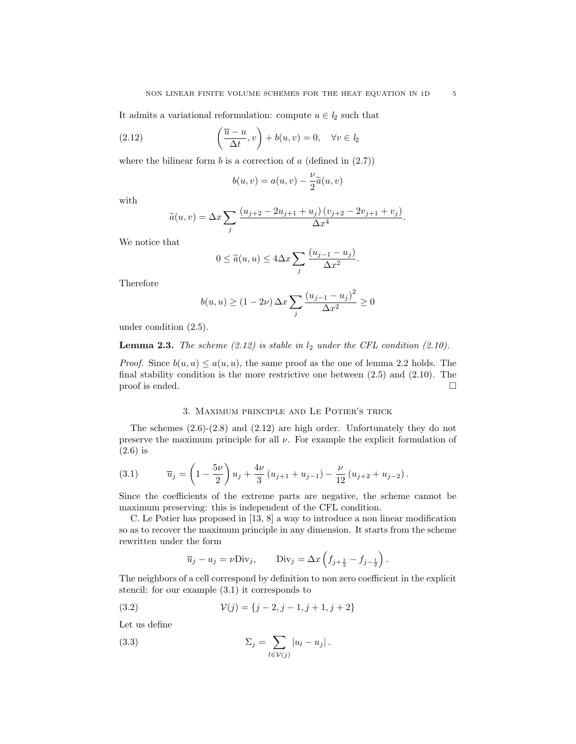It admits a variational reformulation: compute $u \in l_2$ such that

$$\left(\frac{\overline{u} - u}{\Delta t}, v\right) + b(u, v) = 0, \quad \forall v \in l_2 \tag{2.12}$$

where the bilinear form $b$ is a correction of $a$ (defined in (2.7))

$$b(u, v) = a(u, v) - \frac{\nu}{2}\widetilde{a}(u, v)$$

with

$$\widetilde{a}(u, v) = \Delta x \sum_j \frac{(u_{j+2} - 2u_{j+1} + u_j)(v_{j+2} - 2v_{j+1} + v_j)}{\Delta x^4}.$$

We notice that

$$0 \leq \widetilde{a}(u, u) \leq 4\Delta x \sum_j \frac{(u_{j-1} - u_j)}{\Delta x^2}.$$

Therefore

$$b(u, u) \geq (1 - 2\nu)\,\Delta x \sum_j \frac{(u_{j-1} - u_j)^2}{\Delta x^2} \geq 0$$

under condition (2.5).

**Lemma 2.3.** *The scheme (2.12) is stable in $l_2$ under the CFL condition (2.10).*

*Proof.* Since $b(u, u) \leq a(u, u)$, the same proof as the one of lemma 2.2 holds. The final stability condition is the more restrictive one between (2.5) and (2.10). The proof is ended. □

## 3. Maximum principle and Le Potier's trick

The schemes (2.6)-(2.8) and (2.12) are high order. Unfortunately they do not preserve the maximum principle for all $\nu$. For example the explicit formulation of (2.6) is

$$\overline{u}_j = \left(1 - \frac{5\nu}{2}\right) u_j + \frac{4\nu}{3}\left(u_{j+1} + u_{j-1}\right) - \frac{\nu}{12}\left(u_{j+2} + u_{j-2}\right). \tag{3.1}$$

Since the coefficients of the extreme parts are negative, the scheme cannot be maximum preserving: this is independent of the CFL condition.

C. Le Potier has proposed in [13, 8] a way to introduce a non linear modification so as to recover the maximum principle in any dimension. It starts from the scheme rewritten under the form

$$\overline{u}_j - u_j = \nu \mathrm{Div}_j, \qquad \mathrm{Div}_j = \Delta x \left(f_{j+\frac{1}{2}} - f_{j-\frac{1}{2}}\right).$$

The neighbors of a cell correspond by definition to non zero coefficient in the explicit stencil: for our example (3.1) it corresponds to

$$\mathcal{V}(j) = \{j-2, j-1, j+1, j+2\} \tag{3.2}$$

Let us define

$$\Sigma_j = \sum_{l \in \mathcal{V}(j)} |u_l - u_j|. \tag{3.3}$$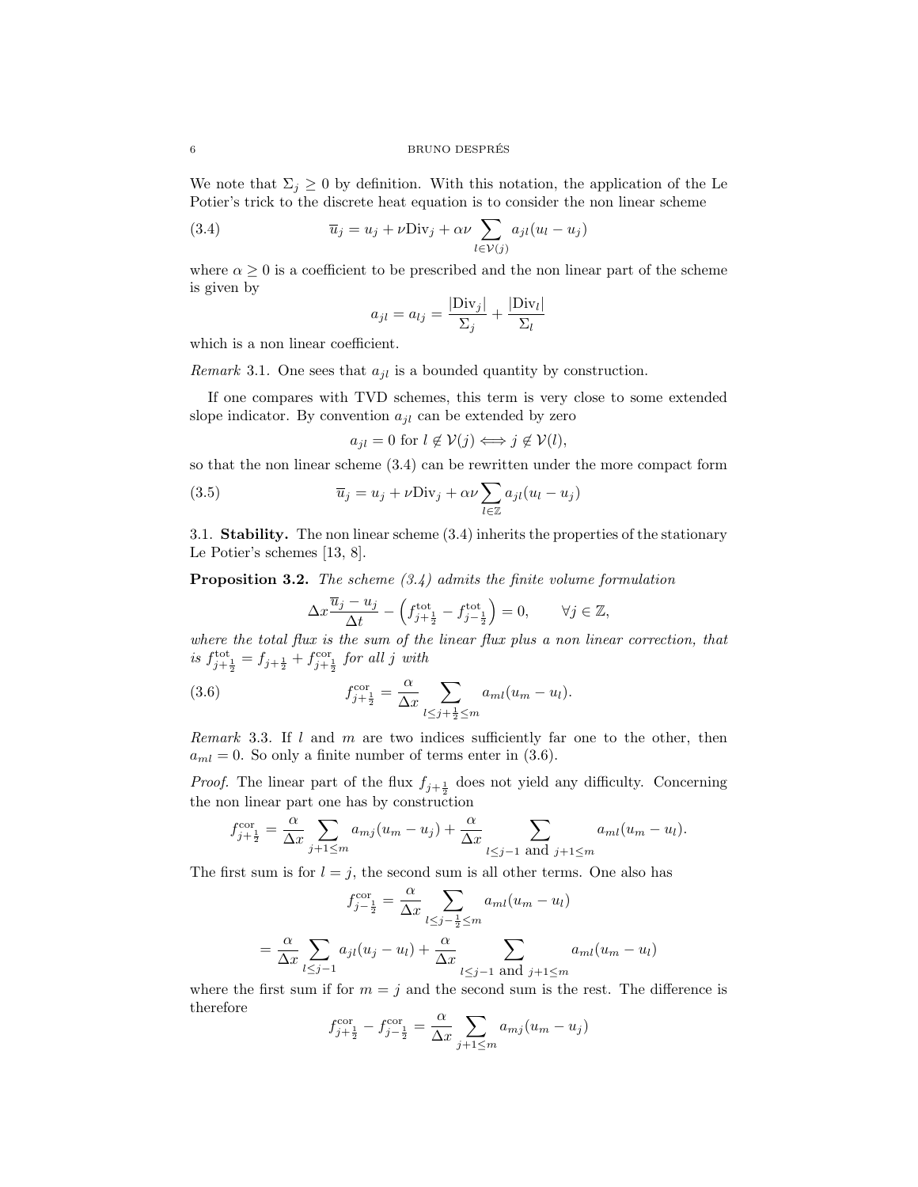We note that $\Sigma_j \geq 0$ by definition. With this notation, the application of the Le Potier's trick to the discrete heat equation is to consider the non linear scheme

$$\overline{u}_j = u_j + \nu \mathrm{Div}_j + \alpha\nu \sum_{l \in \mathcal{V}(j)} a_{jl}(u_l - u_j) \tag{3.4}$$

where $\alpha \geq 0$ is a coefficient to be prescribed and the non linear part of the scheme is given by

$$a_{jl} = a_{lj} = \frac{|\mathrm{Div}_j|}{\Sigma_j} + \frac{|\mathrm{Div}_l|}{\Sigma_l}$$

which is a non linear coefficient.

*Remark* 3.1. One sees that $a_{jl}$ is a bounded quantity by construction.

If one compares with TVD schemes, this term is very close to some extended slope indicator. By convention $a_{jl}$ can be extended by zero

$$a_{jl} = 0 \text{ for } l \notin \mathcal{V}(j) \Longleftrightarrow j \notin \mathcal{V}(l),$$

so that the non linear scheme (3.4) can be rewritten under the more compact form

$$\overline{u}_j = u_j + \nu \mathrm{Div}_j + \alpha\nu \sum_{l \in \mathbb{Z}} a_{jl}(u_l - u_j) \tag{3.5}$$

## 3.1. **Stability.**

The non linear scheme (3.4) inherits the properties of the stationary Le Potier's schemes [13, 8].

**Proposition 3.2.** *The scheme (3.4) admits the finite volume formulation*

$$\Delta x \frac{\overline{u}_j - u_j}{\Delta t} - \left( f^{\mathrm{tot}}_{j+\frac{1}{2}} - f^{\mathrm{tot}}_{j-\frac{1}{2}} \right) = 0, \qquad \forall j \in \mathbb{Z},$$

*where the total flux is the sum of the linear flux plus a non linear correction, that is* $f^{\mathrm{tot}}_{j+\frac{1}{2}} = f_{j+\frac{1}{2}} + f^{\mathrm{cor}}_{j+\frac{1}{2}}$ *for all* $j$ *with*

$$f^{\mathrm{cor}}_{j+\frac{1}{2}} = \frac{\alpha}{\Delta x} \sum_{l \leq j+\frac{1}{2} \leq m} a_{ml}(u_m - u_l). \tag{3.6}$$

*Remark* 3.3. If $l$ and $m$ are two indices sufficiently far one to the other, then $a_{ml} = 0$. So only a finite number of terms enter in (3.6).

*Proof.* The linear part of the flux $f_{j+\frac{1}{2}}$ does not yield any difficulty. Concerning the non linear part one has by construction

$$f^{\mathrm{cor}}_{j+\frac{1}{2}} = \frac{\alpha}{\Delta x} \sum_{j+1 \leq m} a_{mj}(u_m - u_j) + \frac{\alpha}{\Delta x} \sum_{l \leq j-1 \text{ and } j+1 \leq m} a_{ml}(u_m - u_l).$$

The first sum is for $l = j$, the second sum is all other terms. One also has

$$f^{\mathrm{cor}}_{j-\frac{1}{2}} = \frac{\alpha}{\Delta x} \sum_{l \leq j-\frac{1}{2} \leq m} a_{ml}(u_m - u_l)$$

$$= \frac{\alpha}{\Delta x} \sum_{l \leq j-1} a_{jl}(u_j - u_l) + \frac{\alpha}{\Delta x} \sum_{l \leq j-1 \text{ and } j+1 \leq m} a_{ml}(u_m - u_l)$$

where the first sum if for $m = j$ and the second sum is the rest. The difference is therefore

$$f^{\mathrm{cor}}_{j+\frac{1}{2}} - f^{\mathrm{cor}}_{j-\frac{1}{2}} = \frac{\alpha}{\Delta x} \sum_{j+1 \leq m} a_{mj}(u_m - u_j)$$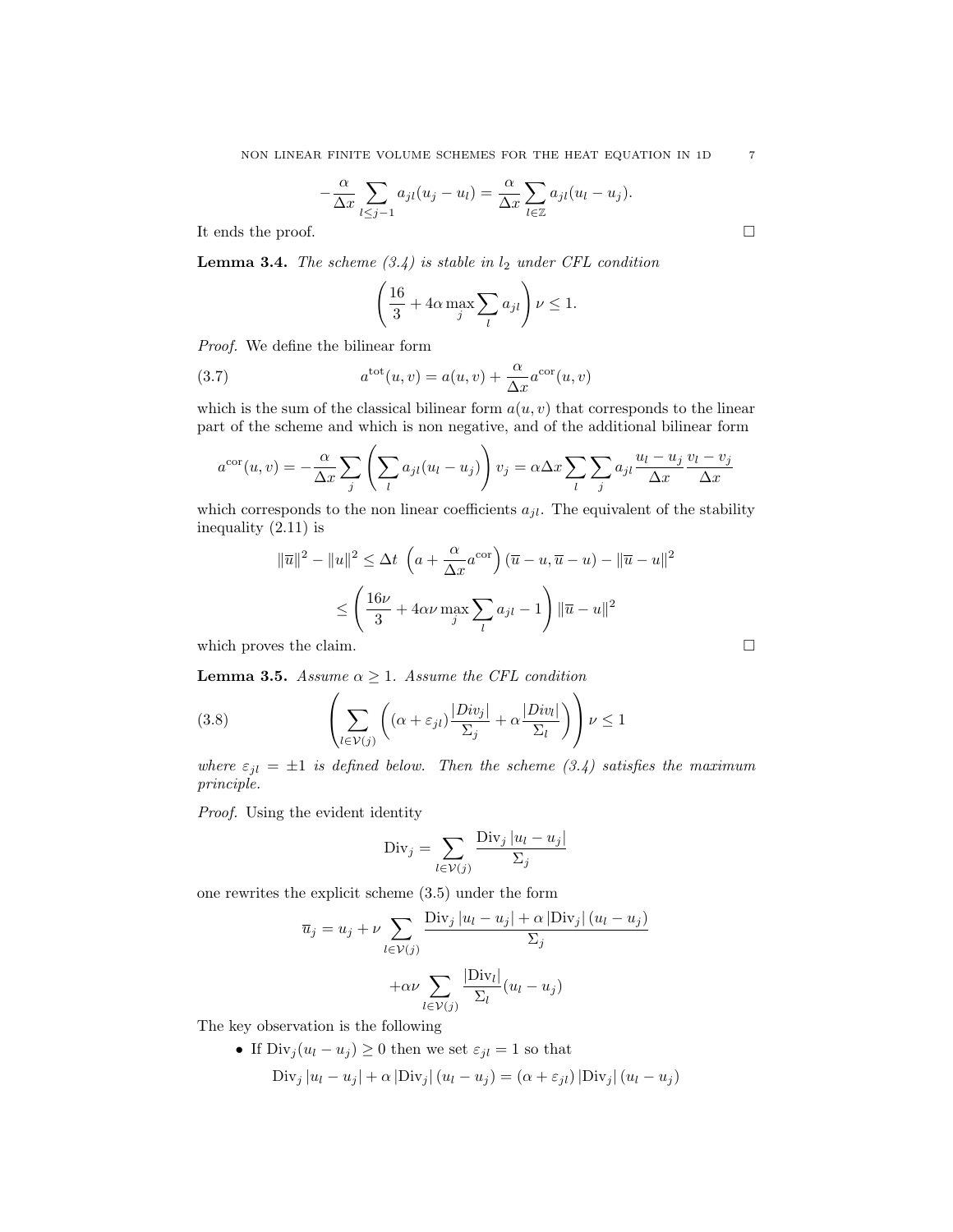$$-\frac{\alpha}{\Delta x}\sum_{l\leq j-1} a_{jl}(u_j-u_l)=\frac{\alpha}{\Delta x}\sum_{l\in\mathbb{Z}} a_{jl}(u_l-u_j).$$

It ends the proof. $\square$

**Lemma 3.4.** *The scheme (3.4) is stable in $l_2$ under CFL condition*

$$\left(\frac{16}{3}+4\alpha\max_j\sum_l a_{jl}\right)\nu\leq 1.$$

*Proof.* We define the bilinear form

$$a^{\rm tot}(u,v)=a(u,v)+\frac{\alpha}{\Delta x}a^{\rm cor}(u,v) \tag{3.7}$$

which is the sum of the classical bilinear form $a(u,v)$ that corresponds to the linear part of the scheme and which is non negative, and of the additional bilinear form

$$a^{\rm cor}(u,v)=-\frac{\alpha}{\Delta x}\sum_j\left(\sum_l a_{jl}(u_l-u_j)\right)v_j=\alpha\Delta x\sum_l\sum_j a_{jl}\frac{u_l-u_j}{\Delta x}\frac{v_l-v_j}{\Delta x}$$

which corresponds to the non linear coefficients $a_{jl}$. The equivalent of the stability inequality (2.11) is

$$\|\overline{u}\|^2-\|u\|^2\leq\Delta t\ \left(a+\frac{\alpha}{\Delta x}a^{\rm cor}\right)(\overline{u}-u,\overline{u}-u)-\|\overline{u}-u\|^2$$

$$\leq\left(\frac{16\nu}{3}+4\alpha\nu\max_j\sum_l a_{jl}-1\right)\|\overline{u}-u\|^2$$

which proves the claim. $\square$

**Lemma 3.5.** *Assume $\alpha\geq 1$. Assume the CFL condition*

$$\left(\sum_{l\in\mathcal{V}(j)}\left((\alpha+\varepsilon_{jl})\frac{|Div_j|}{\Sigma_j}+\alpha\frac{|Div_l|}{\Sigma_l}\right)\right)\nu\leq 1 \tag{3.8}$$

*where $\varepsilon_{jl}=\pm 1$ is defined below. Then the scheme (3.4) satisfies the maximum principle.*

*Proof.* Using the evident identity

$${\rm Div}_j=\sum_{l\in\mathcal{V}(j)}\frac{{\rm Div}_j\,|u_l-u_j|}{\Sigma_j}$$

one rewrites the explicit scheme (3.5) under the form

$$\overline{u}_j=u_j+\nu\sum_{l\in\mathcal{V}(j)}\frac{{\rm Div}_j\,|u_l-u_j|+\alpha\,|{\rm Div}_j|\,(u_l-u_j)}{\Sigma_j}$$

$$+\alpha\nu\sum_{l\in\mathcal{V}(j)}\frac{|{\rm Div}_l|}{\Sigma_l}(u_l-u_j)$$

The key observation is the following

- If ${\rm Div}_j(u_l-u_j)\geq 0$ then we set $\varepsilon_{jl}=1$ so that

$${\rm Div}_j\,|u_l-u_j|+\alpha\,|{\rm Div}_j|\,(u_l-u_j)=(\alpha+\varepsilon_{jl})\,|{\rm Div}_j|\,(u_l-u_j)$$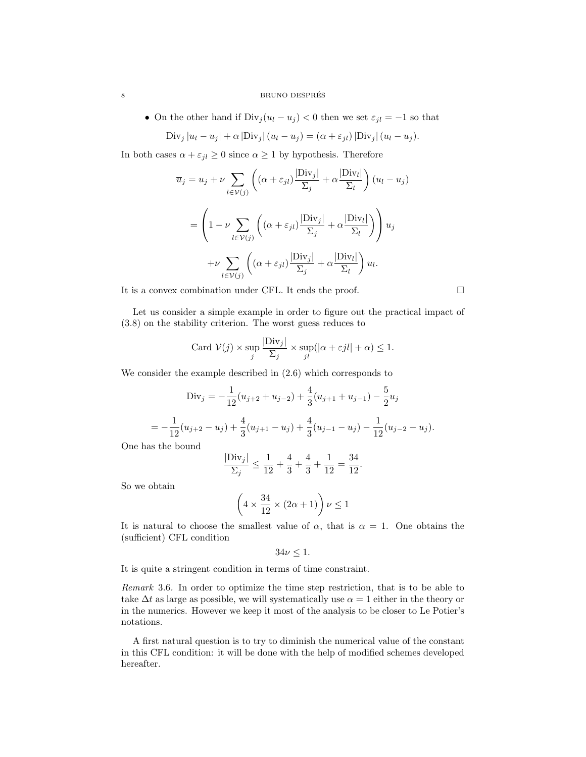- On the other hand if $\mathrm{Div}_j(u_l - u_j) < 0$ then we set $\varepsilon_{jl} = -1$ so that

$$\mathrm{Div}_j\,|u_l - u_j| + \alpha\,|\mathrm{Div}_j|\,(u_l - u_j) = (\alpha + \varepsilon_{jl})\,|\mathrm{Div}_j|\,(u_l - u_j).$$

In both cases $\alpha + \varepsilon_{jl} \geq 0$ since $\alpha \geq 1$ by hypothesis. Therefore

$$\overline{u}_j = u_j + \nu \sum_{l \in \mathcal{V}(j)} \left( (\alpha + \varepsilon_{jl}) \frac{|\mathrm{Div}_j|}{\Sigma_j} + \alpha \frac{|\mathrm{Div}_l|}{\Sigma_l} \right) (u_l - u_j)$$

$$= \left( 1 - \nu \sum_{l \in \mathcal{V}(j)} \left( (\alpha + \varepsilon_{jl}) \frac{|\mathrm{Div}_j|}{\Sigma_j} + \alpha \frac{|\mathrm{Div}_l|}{\Sigma_l} \right) \right) u_j$$

$$+ \nu \sum_{l \in \mathcal{V}(j)} \left( (\alpha + \varepsilon_{jl}) \frac{|\mathrm{Div}_j|}{\Sigma_j} + \alpha \frac{|\mathrm{Div}_l|}{\Sigma_l} \right) u_l.$$

It is a convex combination under CFL. It ends the proof. $\square$

Let us consider a simple example in order to figure out the practical impact of (3.8) on the stability criterion. The worst guess reduces to

$$\mathrm{Card}\ \mathcal{V}(j) \times \sup_j \frac{|\mathrm{Div}_j|}{\Sigma_j} \times \sup_{jl} (|\alpha + \varepsilon jl| + \alpha) \leq 1.$$

We consider the example described in (2.6) which corresponds to

$$\mathrm{Div}_j = -\frac{1}{12}(u_{j+2} + u_{j-2}) + \frac{4}{3}(u_{j+1} + u_{j-1}) - \frac{5}{2} u_j$$

$$= -\frac{1}{12}(u_{j+2} - u_j) + \frac{4}{3}(u_{j+1} - u_j) + \frac{4}{3}(u_{j-1} - u_j) - \frac{1}{12}(u_{j-2} - u_j).$$

One has the bound

$$\frac{|\mathrm{Div}_j|}{\Sigma_j} \leq \frac{1}{12} + \frac{4}{3} + \frac{4}{3} + \frac{1}{12} = \frac{34}{12}.$$

So we obtain

$$\left( 4 \times \frac{34}{12} \times (2\alpha + 1) \right) \nu \leq 1$$

It is natural to choose the smallest value of $\alpha$, that is $\alpha = 1$. One obtains the (sufficient) CFL condition

$$34\nu \leq 1.$$

It is quite a stringent condition in terms of time constraint.

*Remark* 3.6. In order to optimize the time step restriction, that is to be able to take $\Delta t$ as large as possible, we will systematically use $\alpha = 1$ either in the theory or in the numerics. However we keep it most of the analysis to be closer to Le Potier's notations.

A first natural question is to try to diminish the numerical value of the constant in this CFL condition: it will be done with the help of modified schemes developed hereafter.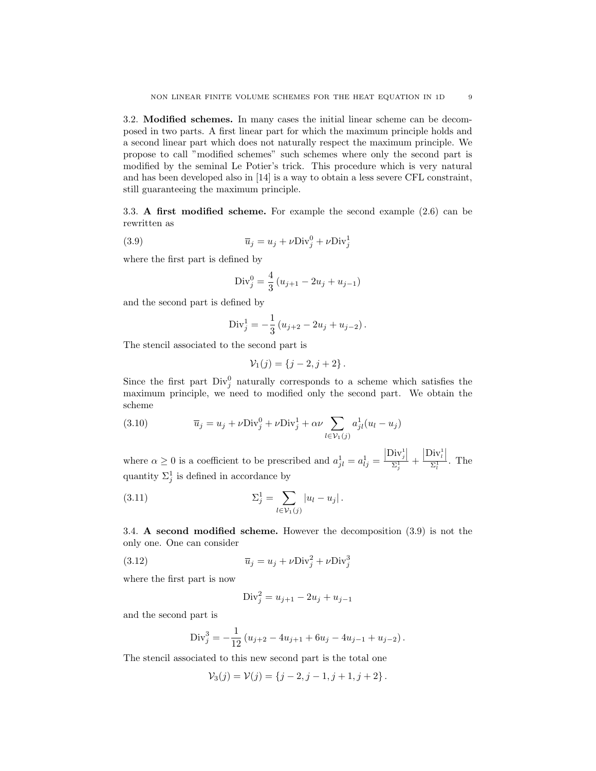**3.2. Modified schemes.** In many cases the initial linear scheme can be decomposed in two parts. A first linear part for which the maximum principle holds and a second linear part which does not naturally respect the maximum principle. We propose to call "modified schemes" such schemes where only the second part is modified by the seminal Le Potier's trick. This procedure which is very natural and has been developed also in [14] is a way to obtain a less severe CFL constraint, still guaranteeing the maximum principle.

**3.3. A first modified scheme.** For example the second example (2.6) can be rewritten as

$$\overline{u}_j = u_j + \nu \mathrm{Div}_j^0 + \nu \mathrm{Div}_j^1 \tag{3.9}$$

where the first part is defined by

$$\mathrm{Div}_j^0 = \frac{4}{3}\left(u_{j+1} - 2u_j + u_{j-1}\right)$$

and the second part is defined by

$$\mathrm{Div}_j^1 = -\frac{1}{3}\left(u_{j+2} - 2u_j + u_{j-2}\right).$$

The stencil associated to the second part is

$$\mathcal{V}_1(j) = \{j-2, j+2\}.$$

Since the first part $\mathrm{Div}_j^0$ naturally corresponds to a scheme which satisfies the maximum principle, we need to modified only the second part. We obtain the scheme

$$\overline{u}_j = u_j + \nu \mathrm{Div}_j^0 + \nu \mathrm{Div}_j^1 + \alpha\nu \sum_{l \in \mathcal{V}_1(j)} a_{jl}^1 (u_l - u_j) \tag{3.10}$$

where $\alpha \geq 0$ is a coefficient to be prescribed and $a_{jl}^1 = a_{lj}^1 = \frac{\left|\mathrm{Div}_j^1\right|}{\Sigma_j^1} + \frac{\left|\mathrm{Div}_l^1\right|}{\Sigma_l^1}$. The quantity $\Sigma_j^1$ is defined in accordance by

$$\Sigma_j^1 = \sum_{l \in \mathcal{V}_1(j)} |u_l - u_j|. \tag{3.11}$$

**3.4. A second modified scheme.** However the decomposition (3.9) is not the only one. One can consider

$$\overline{u}_j = u_j + \nu \mathrm{Div}_j^2 + \nu \mathrm{Div}_j^3 \tag{3.12}$$

where the first part is now

$$\mathrm{Div}_j^2 = u_{j+1} - 2u_j + u_{j-1}$$

and the second part is

$$\mathrm{Div}_j^3 = -\frac{1}{12}\left(u_{j+2} - 4u_{j+1} + 6u_j - 4u_{j-1} + u_{j-2}\right).$$

The stencil associated to this new second part is the total one

$$\mathcal{V}_3(j) = \mathcal{V}(j) = \{j-2, j-1, j+1, j+2\}.$$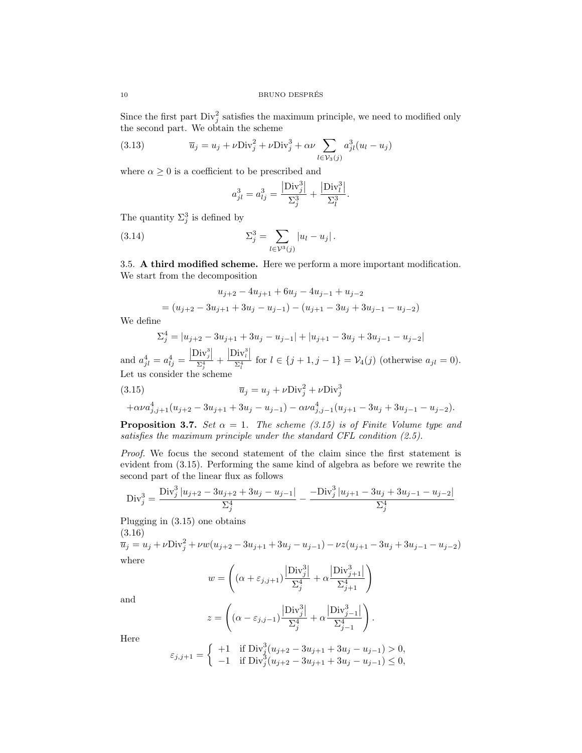Since the first part $\text{Div}_j^2$ satisfies the maximum principle, we need to modified only the second part. We obtain the scheme

$$\overline{u}_j = u_j + \nu \text{Div}_j^2 + \nu \text{Div}_j^3 + \alpha\nu \sum_{l \in \mathcal{V}_3(j)} a_{jl}^3 (u_l - u_j) \tag{3.13}$$

where $\alpha \geq 0$ is a coefficient to be prescribed and

$$a_{jl}^3 = a_{lj}^3 = \frac{\left|\text{Div}_j^3\right|}{\Sigma_j^3} + \frac{\left|\text{Div}_l^3\right|}{\Sigma_l^3}.$$

The quantity $\Sigma_j^3$ is defined by

$$\Sigma_j^3 = \sum_{l \in \mathcal{V}^3(j)} |u_l - u_j| \,. \tag{3.14}$$

### 3.5. **A third modified scheme.**

Here we perform a more important modification. We start from the decomposition

$$u_{j+2} - 4u_{j+1} + 6u_j - 4u_{j-1} + u_{j-2}$$

$$= (u_{j+2} - 3u_{j+1} + 3u_j - u_{j-1}) - (u_{j+1} - 3u_j + 3u_{j-1} - u_{j-2})$$

We define

$$\Sigma_j^4 = |u_{j+2} - 3u_{j+1} + 3u_j - u_{j-1}| + |u_{j+1} - 3u_j + 3u_{j-1} - u_{j-2}|$$

and $a_{jl}^4 = a_{lj}^4 = \frac{\left|\text{Div}_j^3\right|}{\Sigma_j^4} + \frac{\left|\text{Div}_l^3\right|}{\Sigma_l^4}$ for $l \in \{j+1, j-1\} = \mathcal{V}_4(j)$ (otherwise $a_{jl} = 0$). Let us consider the scheme

$$\overline{u}_j = u_j + \nu \text{Div}_j^2 + \nu \text{Div}_j^3 \tag{3.15}$$

$$+\alpha\nu a_{j,j+1}^4 (u_{j+2} - 3u_{j+1} + 3u_j - u_{j-1}) - \alpha\nu a_{j,j-1}^4 (u_{j+1} - 3u_j + 3u_{j-1} - u_{j-2}).$$

**Proposition 3.7.** *Set $\alpha = 1$. The scheme (3.15) is of Finite Volume type and satisfies the maximum principle under the standard CFL condition (2.5).*

*Proof.* We focus the second statement of the claim since the first statement is evident from (3.15). Performing the same kind of algebra as before we rewrite the second part of the linear flux as follows

$$\text{Div}_j^3 = \frac{\text{Div}_j^3 \, |u_{j+2} - 3u_{j+2} + 3u_j - u_{j-1}|}{\Sigma_j^4} - \frac{-\text{Div}_j^3 \, |u_{j+1} - 3u_j + 3u_{j-1} - u_{j-2}|}{\Sigma_j^4}$$

Plugging in (3.15) one obtains

$$\overline{u}_j = u_j + \nu \text{Div}_j^2 + \nu w (u_{j+2} - 3u_{j+1} + 3u_j - u_{j-1}) - \nu z (u_{j+1} - 3u_j + 3u_{j-1} - u_{j-2}) \tag{3.16}$$

where

$$w = \left( (\alpha + \varepsilon_{j,j+1}) \frac{\left|\text{Div}_j^3\right|}{\Sigma_j^4} + \alpha \frac{\left|\text{Div}_{j+1}^3\right|}{\Sigma_{j+1}^4} \right)$$

and

$$z = \left( (\alpha - \varepsilon_{j,j-1}) \frac{\left|\text{Div}_j^3\right|}{\Sigma_j^4} + \alpha \frac{\left|\text{Div}_{j-1}^3\right|}{\Sigma_{j-1}^4} \right).$$

Here

$$\varepsilon_{j,j+1} = \begin{cases} +1 & \text{if } \text{Div}_j^3 (u_{j+2} - 3u_{j+1} + 3u_j - u_{j-1}) > 0, \\ -1 & \text{if } \text{Div}_j^3 (u_{j+2} - 3u_{j+1} + 3u_j - u_{j-1}) \leq 0, \end{cases}$$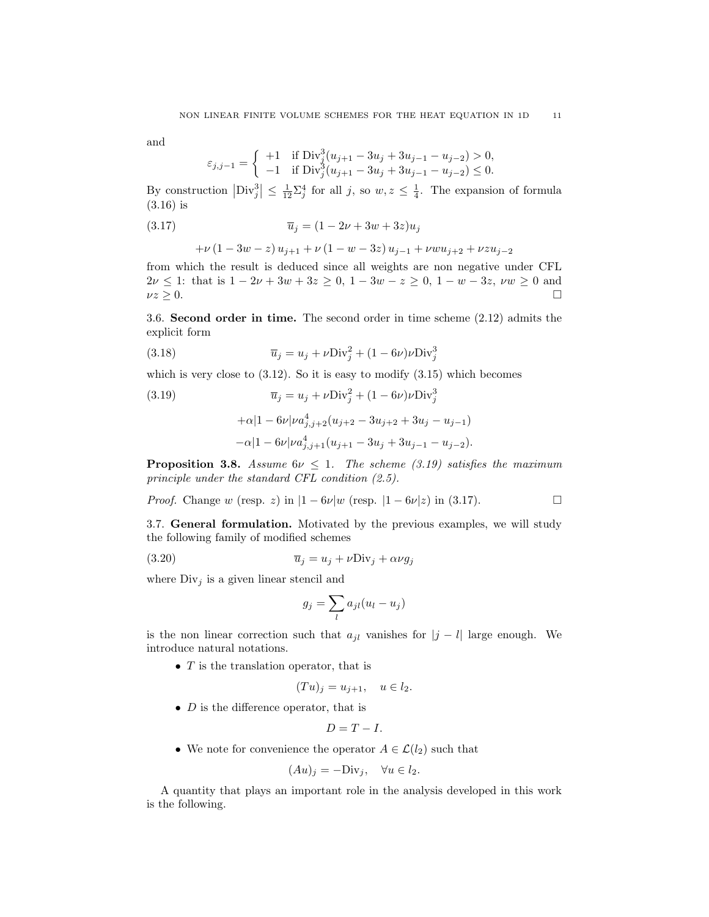and

$$\varepsilon_{j,j-1} = \begin{cases} +1 & \text{if } \mathrm{Div}_j^3(u_{j+1} - 3u_j + 3u_{j-1} - u_{j-2}) > 0, \\ -1 & \text{if } \mathrm{Div}_j^3(u_{j+1} - 3u_j + 3u_{j-1} - u_{j-2}) \leq 0. \end{cases}$$

By construction $\left|\mathrm{Div}_j^3\right| \leq \frac{1}{12}\Sigma_j^4$ for all $j$, so $w, z \leq \frac{1}{4}$. The expansion of formula (3.16) is

$$\overline{u}_j = (1 - 2\nu + 3w + 3z)u_j \tag{3.17}$$

$$+\nu\left(1 - 3w - z\right)u_{j+1} + \nu\left(1 - w - 3z\right)u_{j-1} + \nu w u_{j+2} + \nu z u_{j-2}$$

from which the result is deduced since all weights are non negative under CFL $2\nu \leq 1$: that is $1 - 2\nu + 3w + 3z \geq 0$, $1 - 3w - z \geq 0$, $1 - w - 3z$, $\nu w \geq 0$ and $\nu z \geq 0$. □

### 3.6. Second order in time.

The second order in time scheme (2.12) admits the explicit form

$$\overline{u}_j = u_j + \nu \mathrm{Div}_j^2 + (1 - 6\nu)\nu \mathrm{Div}_j^3 \tag{3.18}$$

which is very close to (3.12). So it is easy to modify (3.15) which becomes

$$\overline{u}_j = u_j + \nu \mathrm{Div}_j^2 + (1 - 6\nu)\nu \mathrm{Div}_j^3 \tag{3.19}$$

$$+\alpha|1 - 6\nu|\nu a_{j,j+2}^4(u_{j+2} - 3u_{j+2} + 3u_j - u_{j-1})$$

$$-\alpha|1 - 6\nu|\nu a_{j,j+1}^4(u_{j+1} - 3u_j + 3u_{j-1} - u_{j-2}).$$

**Proposition 3.8.** *Assume $6\nu \leq 1$. The scheme (3.19) satisfies the maximum principle under the standard CFL condition (2.5).*

*Proof.* Change $w$ (resp. $z$) in $|1 - 6\nu|w$ (resp. $|1 - 6\nu|z$) in (3.17). □

### 3.7. General formulation.

Motivated by the previous examples, we will study the following family of modified schemes

$$\overline{u}_j = u_j + \nu \mathrm{Div}_j + \alpha\nu g_j \tag{3.20}$$

where $\mathrm{Div}_j$ is a given linear stencil and

$$g_j = \sum_l a_{jl}(u_l - u_j)$$

is the non linear correction such that $a_{jl}$ vanishes for $|j - l|$ large enough. We introduce natural notations.

- $T$ is the translation operator, that is

$$(Tu)_j = u_{j+1}, \quad u \in l_2.$$

- $D$ is the difference operator, that is

$$D = T - I.$$

- We note for convenience the operator $A \in \mathcal{L}(l_2)$ such that

$$(Au)_j = -\mathrm{Div}_j, \quad \forall u \in l_2.$$

A quantity that plays an important role in the analysis developed in this work is the following.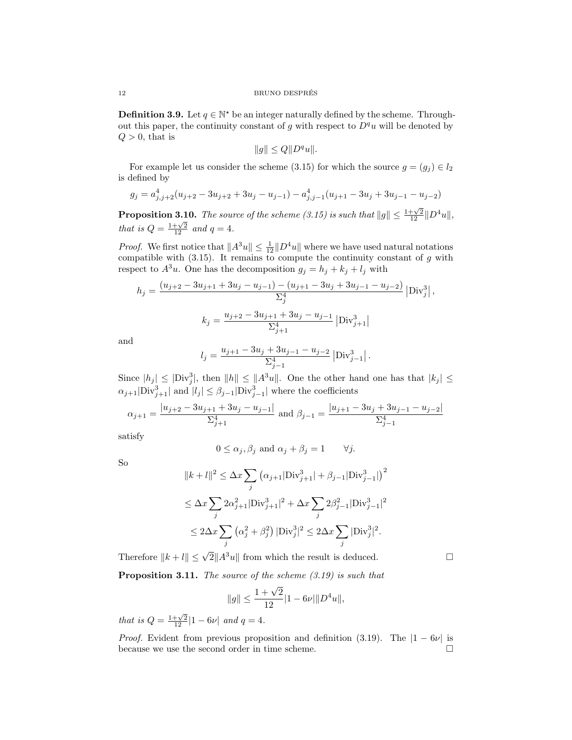**Definition 3.9.** Let $q \in \mathbb{N}^\star$ be an integer naturally defined by the scheme. Throughout this paper, the continuity constant of $g$ with respect to $D^q u$ will be denoted by $Q > 0$, that is

$$\|g\| \le Q \|D^q u\|.$$

For example let us consider the scheme (3.15) for which the source $g = (g_j) \in l_2$ is defined by

$$g_j = a^4_{j,j+2}(u_{j+2} - 3u_{j+2} + 3u_j - u_{j-1}) - a^4_{j,j-1}(u_{j+1} - 3u_j + 3u_{j-1} - u_{j-2})$$

**Proposition 3.10.** *The source of the scheme (3.15) is such that* $\|g\| \le \frac{1+\sqrt{2}}{12}\|D^4 u\|$*, that is* $Q = \frac{1+\sqrt{2}}{12}$ *and* $q = 4$*.*

*Proof.* We first notice that $\|A^3 u\| \le \frac{1}{12}\|D^4 u\|$ where we have used natural notations compatible with (3.15). It remains to compute the continuity constant of $g$ with respect to $A^3 u$. One has the decomposition $g_j = h_j + k_j + l_j$ with

$$h_j = \frac{(u_{j+2} - 3u_{j+1} + 3u_j - u_{j-1}) - (u_{j+1} - 3u_j + 3u_{j-1} - u_{j-2})}{\Sigma^4_j}\left|\mathrm{Div}^3_j\right|,$$

$$k_j = \frac{u_{j+2} - 3u_{j+1} + 3u_j - u_{j-1}}{\Sigma^4_{j+1}}\left|\mathrm{Div}^3_{j+1}\right|$$

and

$$l_j = \frac{u_{j+1} - 3u_j + 3u_{j-1} - u_{j-2}}{\Sigma^4_{j-1}}\left|\mathrm{Div}^3_{j-1}\right|.$$

Since $|h_j| \le |\mathrm{Div}^3_j|$, then $\|h\| \le \|A^3 u\|$. One the other hand one has that $|k_j| \le \alpha_{j+1}|\mathrm{Div}^3_{j+1}|$ and $|l_j| \le \beta_{j-1}|\mathrm{Div}^3_{j-1}|$ where the coefficients

$$\alpha_{j+1} = \frac{|u_{j+2} - 3u_{j+1} + 3u_j - u_{j-1}|}{\Sigma^4_{j+1}} \text{ and } \beta_{j-1} = \frac{|u_{j+1} - 3u_j + 3u_{j-1} - u_{j-2}|}{\Sigma^4_{j-1}}$$

satisfy

$$0 \le \alpha_j, \beta_j \text{ and } \alpha_j + \beta_j = 1 \qquad \forall j.$$

So

$$\|k + l\|^2 \le \Delta x \sum_j \left(\alpha_{j+1}|\mathrm{Div}^3_{j+1}| + \beta_{j-1}|\mathrm{Div}^3_{j-1}|\right)^2$$

$$\le \Delta x \sum_j 2\alpha^2_{j+1}|\mathrm{Div}^3_{j+1}|^2 + \Delta x \sum_j 2\beta^2_{j-1}|\mathrm{Div}^3_{j-1}|^2$$

$$\le 2\Delta x \sum_j \left(\alpha^2_j + \beta^2_j\right)|\mathrm{Div}^3_j|^2 \le 2\Delta x \sum_j |\mathrm{Div}^3_j|^2.$$

Therefore $\|k + l\| \le \sqrt{2}\|A^3 u\|$ from which the result is deduced. □

**Proposition 3.11.** *The source of the scheme (3.19) is such that*

$$\|g\| \le \frac{1+\sqrt{2}}{12}|1 - 6\nu|\|D^4 u\|,$$

*that is* $Q = \frac{1+\sqrt{2}}{12}|1 - 6\nu|$ *and* $q = 4$*.*

*Proof.* Evident from previous proposition and definition (3.19). The $|1 - 6\nu|$ is because we use the second order in time scheme. □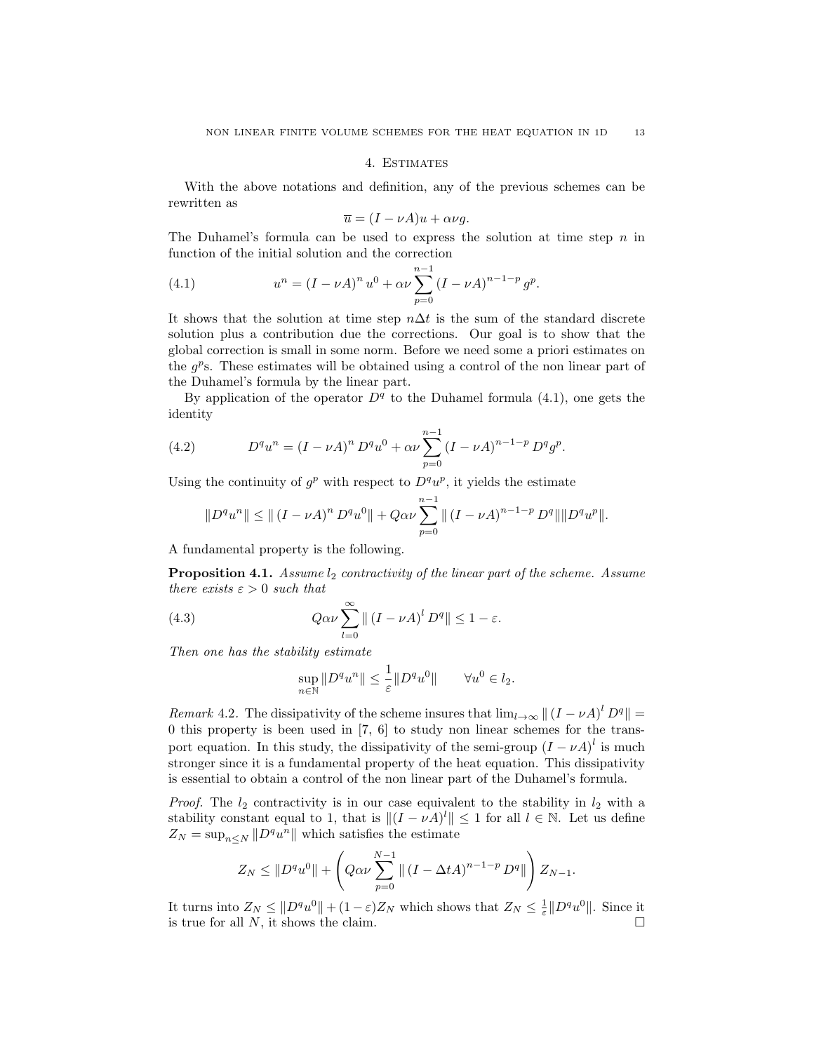## 4. Estimates

With the above notations and definition, any of the previous schemes can be rewritten as

$$\overline{u} = (I - \nu A)u + \alpha\nu g.$$

The Duhamel's formula can be used to express the solution at time step $n$ in function of the initial solution and the correction

$$u^n = (I - \nu A)^n u^0 + \alpha\nu \sum_{p=0}^{n-1} (I - \nu A)^{n-1-p} g^p. \tag{4.1}$$

It shows that the solution at time step $n\Delta t$ is the sum of the standard discrete solution plus a contribution due the corrections. Our goal is to show that the global correction is small in some norm. Before we need some a priori estimates on the $g^p$s. These estimates will be obtained using a control of the non linear part of the Duhamel's formula by the linear part.

By application of the operator $D^q$ to the Duhamel formula (4.1), one gets the identity

$$D^q u^n = (I - \nu A)^n D^q u^0 + \alpha\nu \sum_{p=0}^{n-1} (I - \nu A)^{n-1-p} D^q g^p. \tag{4.2}$$

Using the continuity of $g^p$ with respect to $D^q u^p$, it yields the estimate

$$\|D^q u^n\| \leq \| (I - \nu A)^n D^q u^0\| + Q\alpha\nu \sum_{p=0}^{n-1} \| (I - \nu A)^{n-1-p} D^q\| \|D^q u^p\|.$$

A fundamental property is the following.

**Proposition 4.1.** *Assume $l_2$ contractivity of the linear part of the scheme. Assume there exists $\varepsilon > 0$ such that*

$$Q\alpha\nu \sum_{l=0}^{\infty} \| (I - \nu A)^l D^q\| \leq 1 - \varepsilon. \tag{4.3}$$

*Then one has the stability estimate*

$$\sup_{n\in\mathbb{N}} \|D^q u^n\| \leq \frac{1}{\varepsilon} \|D^q u^0\| \qquad \forall u^0 \in l_2.$$

*Remark* 4.2. The dissipativity of the scheme insures that $\lim_{l\to\infty} \| (I - \nu A)^l D^q\| = 0$ this property is been used in [7, 6] to study non linear schemes for the transport equation. In this study, the dissipativity of the semi-group $(I - \nu A)^l$ is much stronger since it is a fundamental property of the heat equation. This dissipativity is essential to obtain a control of the non linear part of the Duhamel's formula.

*Proof.* The $l_2$ contractivity is in our case equivalent to the stability in $l_2$ with a stability constant equal to 1, that is $\|(I - \nu A)^l\| \leq 1$ for all $l \in \mathbb{N}$. Let us define $Z_N = \sup_{n\leq N} \|D^q u^n\|$ which satisfies the estimate

$$Z_N \leq \|D^q u^0\| + \left( Q\alpha\nu \sum_{p=0}^{N-1} \| (I - \Delta t A)^{n-1-p} D^q\| \right) Z_{N-1}.$$

It turns into $Z_N \leq \|D^q u^0\| + (1 - \varepsilon) Z_N$ which shows that $Z_N \leq \frac{1}{\varepsilon} \|D^q u^0\|$. Since it is true for all $N$, it shows the claim. $\square$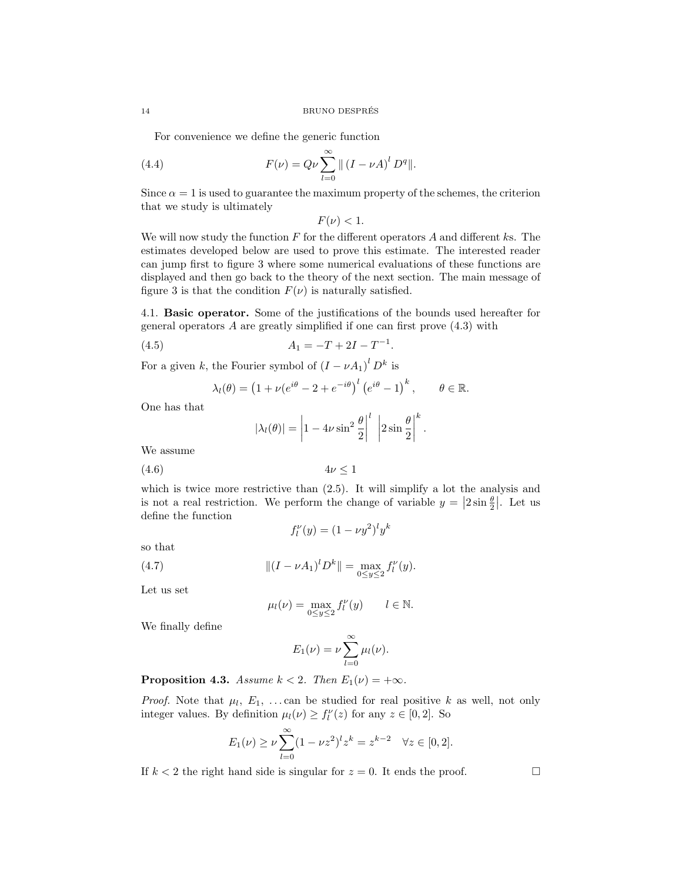For convenience we define the generic function

$$F(\nu) = Q\nu \sum_{l=0}^{\infty} \| \left(I - \nu A\right)^l D^q \|. \tag{4.4}$$

Since $\alpha = 1$ is used to guarantee the maximum property of the schemes, the criterion that we study is ultimately

$$F(\nu) < 1.$$

We will now study the function $F$ for the different operators $A$ and different $k$s. The estimates developed below are used to prove this estimate. The interested reader can jump first to figure 3 where some numerical evaluations of these functions are displayed and then go back to the theory of the next section. The main message of figure 3 is that the condition $F(\nu)$ is naturally satisfied.

4.1. **Basic operator.** Some of the justifications of the bounds used hereafter for general operators $A$ are greatly simplified if one can first prove (4.3) with

$$A_1 = -T + 2I - T^{-1}. \tag{4.5}$$

For a given $k$, the Fourier symbol of $\left(I - \nu A_1\right)^l D^k$ is

$$\lambda_l(\theta) = \left(1 + \nu(e^{i\theta} - 2 + e^{-i\theta}\right)^l \left(e^{i\theta} - 1\right)^k, \qquad \theta \in \mathbb{R}.$$

One has that

$$|\lambda_l(\theta)| = \left|1 - 4\nu \sin^2 \frac{\theta}{2}\right|^l \left|2 \sin \frac{\theta}{2}\right|^k.$$

We assume

$$4\nu \leq 1 \tag{4.6}$$

which is twice more restrictive than (2.5). It will simplify a lot the analysis and is not a real restriction. We perform the change of variable $y = \left|2 \sin \frac{\theta}{2}\right|$. Let us define the function

$$f_l^\nu(y) = (1 - \nu y^2)^l y^k$$

so that

$$\|(I - \nu A_1)^l D^k\| = \max_{0 \leq y \leq 2} f_l^\nu(y). \tag{4.7}$$

Let us set

$$\mu_l(\nu) = \max_{0 \leq y \leq 2} f_l^\nu(y) \qquad l \in \mathbb{N}.$$

We finally define

$$E_1(\nu) = \nu \sum_{l=0}^{\infty} \mu_l(\nu).$$

**Proposition 4.3.** *Assume $k < 2$. Then $E_1(\nu) = +\infty$.*

*Proof.* Note that $\mu_l$, $E_1$, ... can be studied for real positive $k$ as well, not only integer values. By definition $\mu_l(\nu) \geq f_l^\nu(z)$ for any $z \in [0, 2]$. So

$$E_1(\nu) \geq \nu \sum_{l=0}^{\infty} (1 - \nu z^2)^l z^k = z^{k-2} \quad \forall z \in [0, 2].$$

If $k < 2$ the right hand side is singular for $z = 0$. It ends the proof. □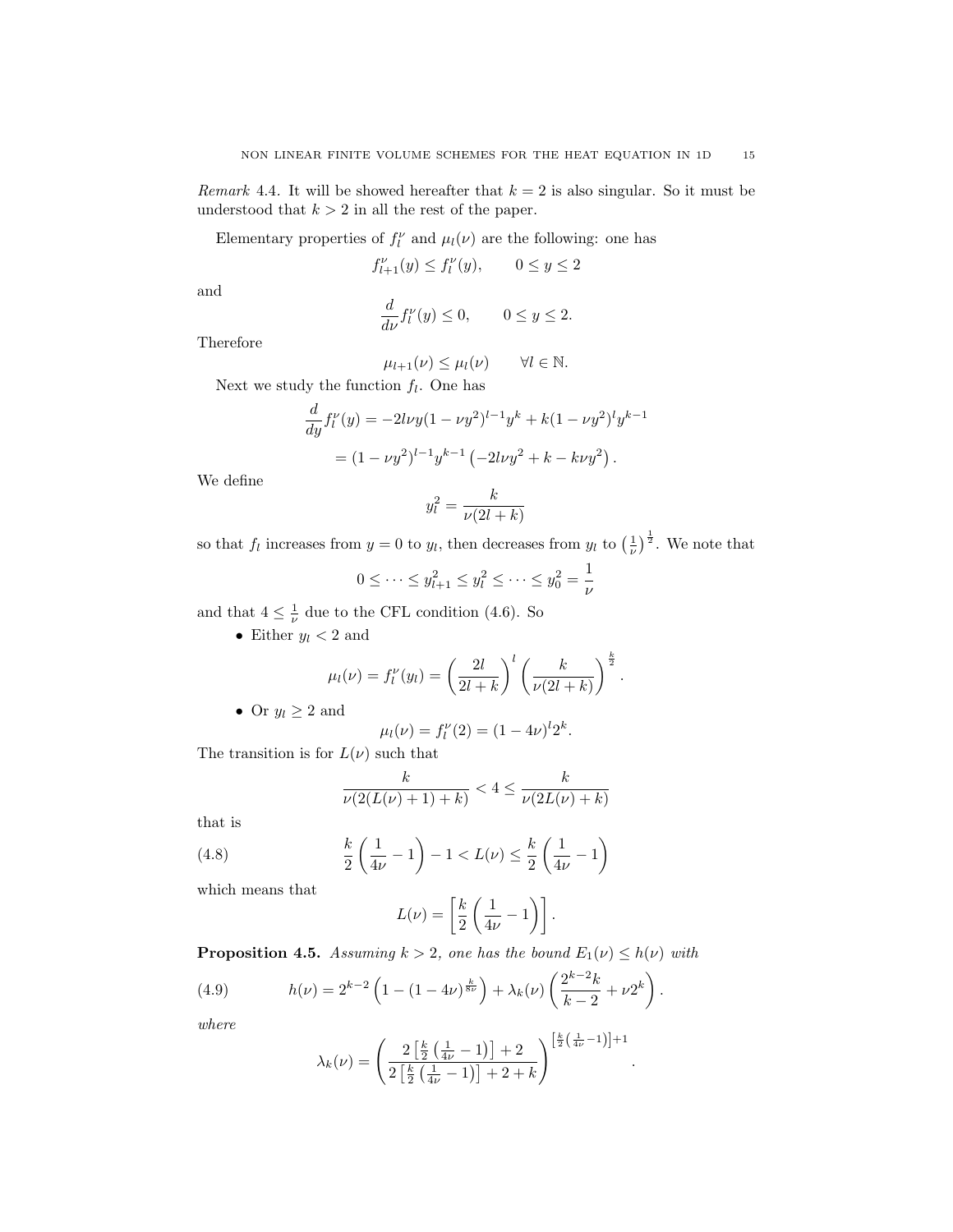*Remark* 4.4. It will be showed hereafter that $k = 2$ is also singular. So it must be understood that $k > 2$ in all the rest of the paper.

Elementary properties of $f_l^\nu$ and $\mu_l(\nu)$ are the following: one has

$$f_{l+1}^\nu(y) \le f_l^\nu(y), \qquad 0 \le y \le 2$$

and

$$\frac{d}{d\nu} f_l^\nu(y) \le 0, \qquad 0 \le y \le 2.$$

Therefore

$$\mu_{l+1}(\nu) \le \mu_l(\nu) \qquad \forall l \in \mathbb{N}.$$

Next we study the function $f_l$. One has

$$\begin{aligned}\frac{d}{dy} f_l^\nu(y) &= -2l\nu y(1-\nu y^2)^{l-1} y^k + k(1-\nu y^2)^l y^{k-1} \\ &= (1-\nu y^2)^{l-1} y^{k-1}\left(-2l\nu y^2 + k - k\nu y^2\right).\end{aligned}$$

We define

$$y_l^2 = \frac{k}{\nu(2l+k)}$$

so that $f_l$ increases from $y = 0$ to $y_l$, then decreases from $y_l$ to $\left(\frac{1}{\nu}\right)^{\frac{1}{2}}$. We note that

$$0 \le \cdots \le y_{l+1}^2 \le y_l^2 \le \cdots \le y_0^2 = \frac{1}{\nu}$$

and that $4 \le \frac{1}{\nu}$ due to the CFL condition (4.6). So

- Either $y_l < 2$ and

$$\mu_l(\nu) = f_l^\nu(y_l) = \left(\frac{2l}{2l+k}\right)^l \left(\frac{k}{\nu(2l+k)}\right)^{\frac{k}{2}}.$$

- Or $y_l \ge 2$ and

$$\mu_l(\nu) = f_l^\nu(2) = (1-4\nu)^l 2^k.$$

The transition is for $L(\nu)$ such that

$$\frac{k}{\nu(2(L(\nu)+1)+k)} < 4 \le \frac{k}{\nu(2L(\nu)+k)}$$

that is

$$\frac{k}{2}\left(\frac{1}{4\nu} - 1\right) - 1 < L(\nu) \le \frac{k}{2}\left(\frac{1}{4\nu} - 1\right) \tag{4.8}$$

which means that

$$L(\nu) = \left[\frac{k}{2}\left(\frac{1}{4\nu} - 1\right)\right].$$

**Proposition 4.5.** *Assuming $k > 2$, one has the bound $E_1(\nu) \le h(\nu)$ with*

$$h(\nu) = 2^{k-2}\left(1 - (1-4\nu)^{\frac{k}{8\nu}}\right) + \lambda_k(\nu)\left(\frac{2^{k-2}k}{k-2} + \nu 2^k\right). \tag{4.9}$$

*where*

$$\lambda_k(\nu) = \left(\frac{2\left[\frac{k}{2}\left(\frac{1}{4\nu} - 1\right)\right] + 2}{2\left[\frac{k}{2}\left(\frac{1}{4\nu} - 1\right)\right] + 2 + k}\right)^{\left[\frac{k}{2}\left(\frac{1}{4\nu} - 1\right)\right] + 1}.$$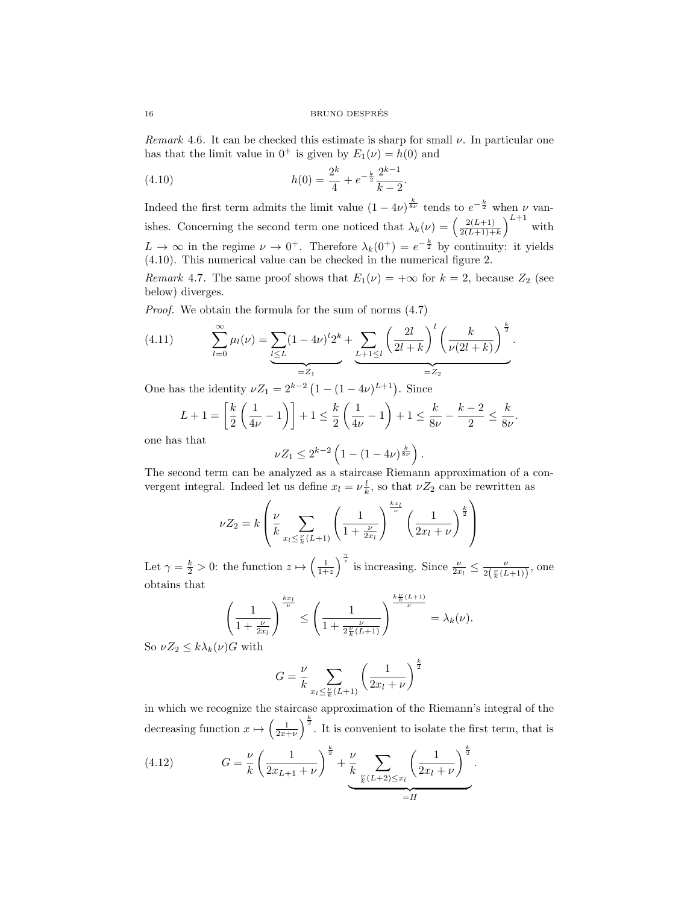*Remark* 4.6. It can be checked this estimate is sharp for small $\nu$. In particular one has that the limit value in $0^+$ is given by $E_1(\nu) = h(0)$ and

$$h(0) = \frac{2^k}{4} + e^{-\frac{k}{2}} \frac{2^{k-1}}{k-2}. \tag{4.10}$$

Indeed the first term admits the limit value $(1-4\nu)^{\frac{k}{8\nu}}$ tends to $e^{-\frac{k}{2}}$ when $\nu$ vanishes. Concerning the second term one noticed that $\lambda_k(\nu) = \left(\frac{2(L+1)}{2(L+1)+k}\right)^{L+1}$ with $L \to \infty$ in the regime $\nu \to 0^+$. Therefore $\lambda_k(0^+) = e^{-\frac{k}{2}}$ by continuity: it yields (4.10). This numerical value can be checked in the numerical figure 2.

*Remark* 4.7. The same proof shows that $E_1(\nu) = +\infty$ for $k = 2$, because $Z_2$ (see below) diverges.

*Proof.* We obtain the formula for the sum of norms (4.7)

$$\sum_{l=0}^{\infty} \mu_l(\nu) = \underbrace{\sum_{l \le L} (1-4\nu)^l 2^k}_{=Z_1} + \underbrace{\sum_{L+1 \le l} \left(\frac{2l}{2l+k}\right)^l \left(\frac{k}{\nu(2l+k)}\right)^{\frac{k}{2}}}_{=Z_2}. \tag{4.11}$$

One has the identity $\nu Z_1 = 2^{k-2}\left(1-(1-4\nu)^{L+1}\right)$. Since

$$L+1 = \left[\frac{k}{2}\left(\frac{1}{4\nu}-1\right)\right] + 1 \le \frac{k}{2}\left(\frac{1}{4\nu}-1\right) + 1 \le \frac{k}{8\nu} - \frac{k-2}{2} \le \frac{k}{8\nu}.$$

one has that

$$\nu Z_1 \le 2^{k-2}\left(1-(1-4\nu)^{\frac{k}{8\nu}}\right).$$

The second term can be analyzed as a staircase Riemann approximation of a convergent integral. Indeed let us define $x_l = \nu \frac{l}{k}$, so that $\nu Z_2$ can be rewritten as

$$\nu Z_2 = k \left( \frac{\nu}{k} \sum_{x_l \le \frac{\nu}{k}(L+1)} \left(\frac{1}{1+\frac{\nu}{2x_l}}\right)^{\frac{kx_l}{\nu}} \left(\frac{1}{2x_l+\nu}\right)^{\frac{k}{2}} \right)$$

Let $\gamma = \frac{k}{2} > 0$: the function $z \mapsto \left(\frac{1}{1+z}\right)^{\frac{\gamma}{z}}$ is increasing. Since $\frac{\nu}{2x_l} \le \frac{\nu}{2\left(\frac{\nu}{k}(L+1)\right)}$, one obtains that

$$\left(\frac{1}{1+\frac{\nu}{2x_l}}\right)^{\frac{kx_l}{\nu}} \le \left(\frac{1}{1+\frac{\nu}{2\frac{\nu}{k}(L+1)}}\right)^{\frac{k\frac{\nu}{k}(L+1)}{\nu}} = \lambda_k(\nu).$$

So $\nu Z_2 \le k\lambda_k(\nu) G$ with

$$G = \frac{\nu}{k} \sum_{x_l \le \frac{\nu}{k}(L+1)} \left(\frac{1}{2x_l+\nu}\right)^{\frac{k}{2}}$$

in which we recognize the staircase approximation of the Riemann's integral of the decreasing function $x \mapsto \left(\frac{1}{2x+\nu}\right)^{\frac{k}{2}}$. It is convenient to isolate the first term, that is

$$G = \frac{\nu}{k}\left(\frac{1}{2x_{L+1}+\nu}\right)^{\frac{k}{2}} + \underbrace{\frac{\nu}{k} \sum_{\frac{\nu}{k}(L+2) \le x_l} \left(\frac{1}{2x_l+\nu}\right)^{\frac{k}{2}}}_{=H}. \tag{4.12}$$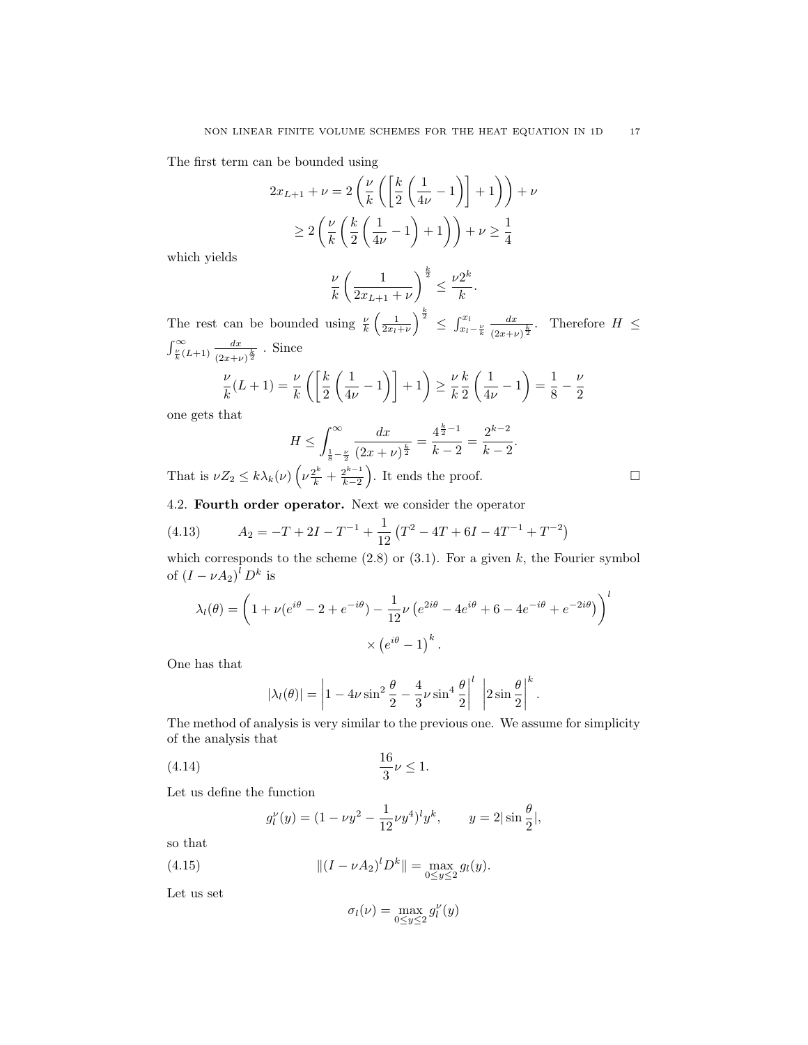The first term can be bounded using

$$2x_{L+1} + \nu = 2\left(\frac{\nu}{k}\left(\left[\frac{k}{2}\left(\frac{1}{4\nu} - 1\right)\right] + 1\right)\right) + \nu$$

$$\geq 2\left(\frac{\nu}{k}\left(\frac{k}{2}\left(\frac{1}{4\nu} - 1\right) + 1\right)\right) + \nu \geq \frac{1}{4}$$

which yields

$$\frac{\nu}{k}\left(\frac{1}{2x_{L+1} + \nu}\right)^{\frac{k}{2}} \leq \frac{\nu 2^k}{k}.$$

The rest can be bounded using $\frac{\nu}{k}\left(\frac{1}{2x_l+\nu}\right)^{\frac{k}{2}} \leq \int_{x_l - \frac{\nu}{k}}^{x_l} \frac{dx}{(2x+\nu)^{\frac{k}{2}}}$. Therefore $H \leq \int_{\frac{\nu}{k}(L+1)}^{\infty} \frac{dx}{(2x+\nu)^{\frac{k}{2}}}$ . Since

$$\frac{\nu}{k}(L+1) = \frac{\nu}{k}\left(\left[\frac{k}{2}\left(\frac{1}{4\nu} - 1\right)\right] + 1\right) \geq \frac{\nu}{k}\frac{k}{2}\left(\frac{1}{4\nu} - 1\right) = \frac{1}{8} - \frac{\nu}{2}$$

one gets that

$$H \leq \int_{\frac{1}{8} - \frac{\nu}{2}}^{\infty} \frac{dx}{(2x+\nu)^{\frac{k}{2}}} = \frac{4^{\frac{k}{2}-1}}{k-2} = \frac{2^{k-2}}{k-2}.$$

That is $\nu Z_2 \leq k\lambda_k(\nu)\left(\nu\frac{2^k}{k} + \frac{2^{k-1}}{k-2}\right)$. It ends the proof. $\square$

4.2. **Fourth order operator.** Next we consider the operator

$$A_2 = -T + 2I - T^{-1} + \frac{1}{12}\left(T^2 - 4T + 6I - 4T^{-1} + T^{-2}\right) \tag{4.13}$$

which corresponds to the scheme (2.8) or (3.1). For a given $k$, the Fourier symbol of $(I - \nu A_2)^l D^k$ is

$$\lambda_l(\theta) = \left(1 + \nu(e^{i\theta} - 2 + e^{-i\theta}) - \frac{1}{12}\nu\left(e^{2i\theta} - 4e^{i\theta} + 6 - 4e^{-i\theta} + e^{-2i\theta}\right)\right)^l$$

$$\times \left(e^{i\theta} - 1\right)^k.$$

One has that

$$|\lambda_l(\theta)| = \left|1 - 4\nu\sin^2\frac{\theta}{2} - \frac{4}{3}\nu\sin^4\frac{\theta}{2}\right|^l \left|2\sin\frac{\theta}{2}\right|^k.$$

The method of analysis is very similar to the previous one. We assume for simplicity of the analysis that

$$\frac{16}{3}\nu \leq 1. \tag{4.14}$$

Let us define the function

$$g_l^\nu(y) = (1 - \nu y^2 - \frac{1}{12}\nu y^4)^l y^k, \qquad y = 2|\sin\frac{\theta}{2}|,$$

so that

$$\|(I - \nu A_2)^l D^k\| = \max_{0 \leq y \leq 2} g_l(y). \tag{4.15}$$

Let us set

$$\sigma_l(\nu) = \max_{0 \leq y \leq 2} g_l^\nu(y)$$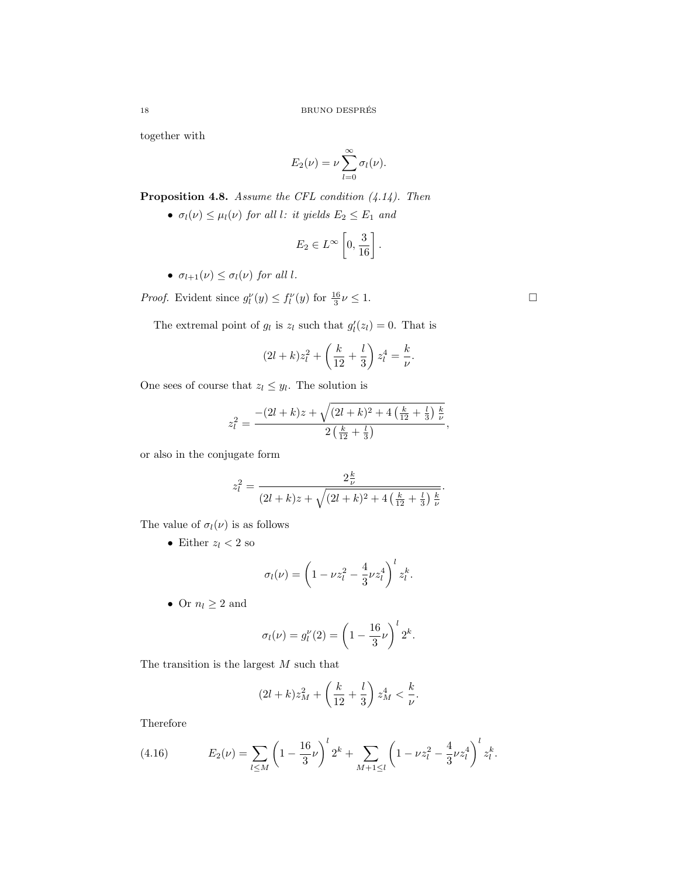together with

$$E_2(\nu) = \nu \sum_{l=0}^{\infty} \sigma_l(\nu).$$

**Proposition 4.8.** *Assume the CFL condition (4.14). Then*

- *$\sigma_l(\nu) \le \mu_l(\nu)$ for all $l$: it yields $E_2 \le E_1$ and*

$$E_2 \in L^\infty \left[0, \frac{3}{16}\right].$$

- *$\sigma_{l+1}(\nu) \le \sigma_l(\nu)$ for all $l$.*

*Proof.* Evident since $g_l^\nu(y) \le f_l^\nu(y)$ for $\frac{16}{3}\nu \le 1$. $\square$

The extremal point of $g_l$ is $z_l$ such that $g_l'(z_l) = 0$. That is

$$(2l + k)z_l^2 + \left(\frac{k}{12} + \frac{l}{3}\right) z_l^4 = \frac{k}{\nu}.$$

One sees of course that $z_l \le y_l$. The solution is

$$z_l^2 = \frac{-(2l+k)z + \sqrt{(2l+k)^2 + 4\left(\frac{k}{12} + \frac{l}{3}\right)\frac{k}{\nu}}}{2\left(\frac{k}{12} + \frac{l}{3}\right)},$$

or also in the conjugate form

$$z_l^2 = \frac{2\frac{k}{\nu}}{(2l+k)z + \sqrt{(2l+k)^2 + 4\left(\frac{k}{12} + \frac{l}{3}\right)\frac{k}{\nu}}}.$$

The value of $\sigma_l(\nu)$ is as follows

- Either $z_l < 2$ so

$$\sigma_l(\nu) = \left(1 - \nu z_l^2 - \frac{4}{3}\nu z_l^4\right)^l z_l^k.$$

- Or $n_l \ge 2$ and

$$\sigma_l(\nu) = g_l^\nu(2) = \left(1 - \frac{16}{3}\nu\right)^l 2^k.$$

The transition is the largest $M$ such that

$$(2l + k)z_M^2 + \left(\frac{k}{12} + \frac{l}{3}\right) z_M^4 < \frac{k}{\nu}.$$

Therefore

$$E_2(\nu) = \sum_{l \le M} \left(1 - \frac{16}{3}\nu\right)^l 2^k + \sum_{M+1 \le l} \left(1 - \nu z_l^2 - \frac{4}{3}\nu z_l^4\right)^l z_l^k. \tag{4.16}$$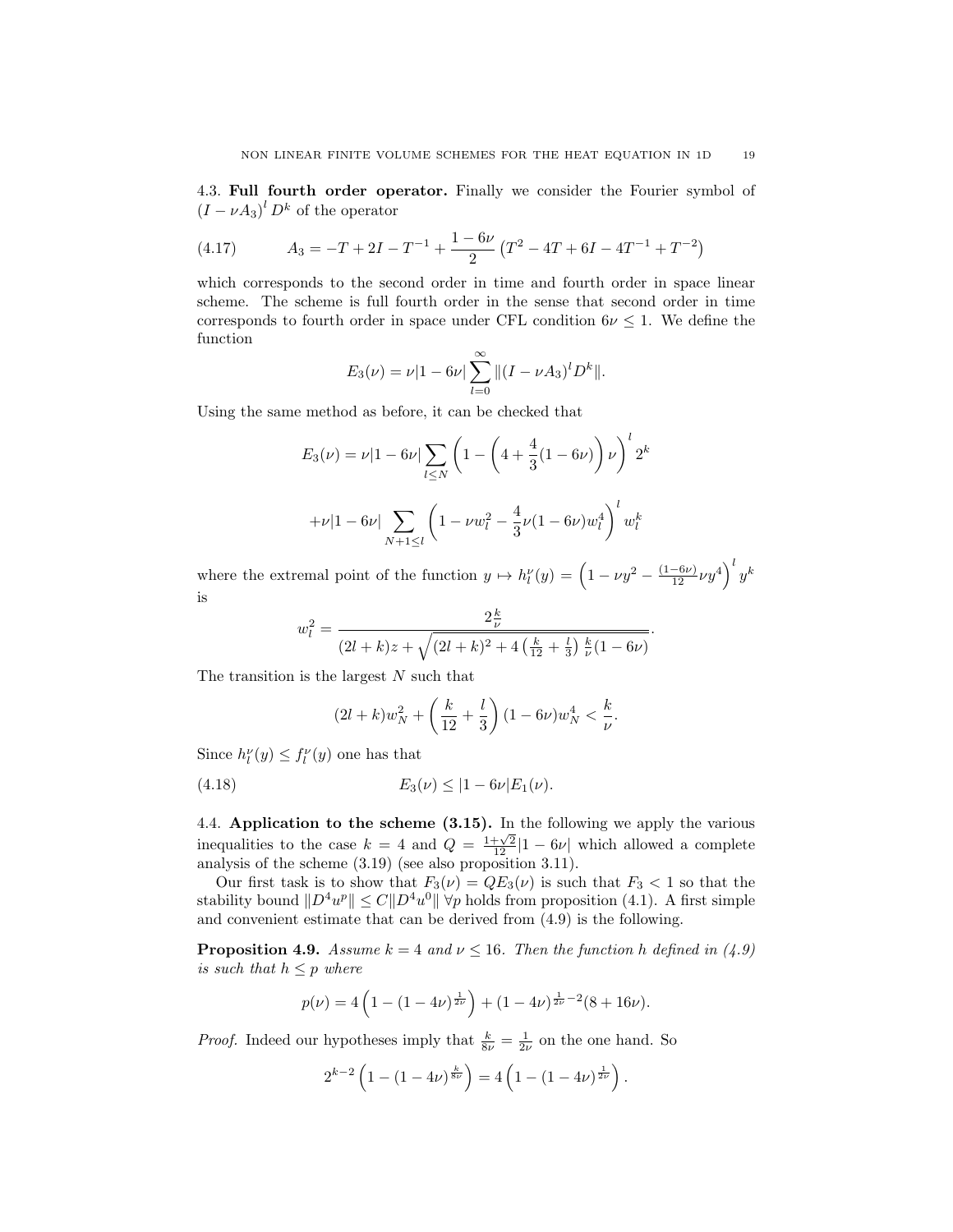4.3. **Full fourth order operator.** Finally we consider the Fourier symbol of $(I-\nu A_3)^l D^k$ of the operator

$$A_3 = -T + 2I - T^{-1} + \frac{1-6\nu}{2}\left(T^2 - 4T + 6I - 4T^{-1} + T^{-2}\right) \tag{4.17}$$

which corresponds to the second order in time and fourth order in space linear scheme. The scheme is full fourth order in the sense that second order in time corresponds to fourth order in space under CFL condition $6\nu \le 1$. We define the function

$$E_3(\nu) = \nu|1-6\nu| \sum_{l=0}^{\infty} \|(I-\nu A_3)^l D^k\|.$$

Using the same method as before, it can be checked that

$$E_3(\nu) = \nu|1-6\nu| \sum_{l\le N} \left(1 - \left(4 + \frac{4}{3}(1-6\nu)\right)\nu\right)^l 2^k$$

$$+\nu|1-6\nu| \sum_{N+1\le l} \left(1 - \nu w_l^2 - \frac{4}{3}\nu(1-6\nu)w_l^4\right)^l w_l^k$$

where the extremal point of the function $y \mapsto h_l^\nu(y) = \left(1 - \nu y^2 - \frac{(1-6\nu)}{12}\nu y^4\right)^l y^k$ is

$$w_l^2 = \frac{2\frac{k}{\nu}}{(2l+k)z + \sqrt{(2l+k)^2 + 4\left(\frac{k}{12} + \frac{l}{3}\right)\frac{k}{\nu}(1-6\nu)}}.$$

The transition is the largest $N$ such that

$$(2l+k)w_N^2 + \left(\frac{k}{12} + \frac{l}{3}\right)(1-6\nu)w_N^4 < \frac{k}{\nu}.$$

Since $h_l^\nu(y) \le f_l^\nu(y)$ one has that

$$E_3(\nu) \le |1-6\nu| E_1(\nu). \tag{4.18}$$

4.4. **Application to the scheme (3.15).** In the following we apply the various inequalities to the case $k=4$ and $Q = \frac{1+\sqrt{2}}{12}|1-6\nu|$ which allowed a complete analysis of the scheme (3.19) (see also proposition 3.11).

Our first task is to show that $F_3(\nu) = QE_3(\nu)$ is such that $F_3 < 1$ so that the stability bound $\|D^4 u^p\| \le C\|D^4 u^0\|\ \forall p$ holds from proposition (4.1). A first simple and convenient estimate that can be derived from (4.9) is the following.

**Proposition 4.9.** *Assume $k=4$ and $\nu \le 16$. Then the function $h$ defined in (4.9) is such that $h \le p$ where*

$$p(\nu) = 4\left(1 - (1-4\nu)^{\frac{1}{2\nu}}\right) + (1-4\nu)^{\frac{1}{2\nu}-2}(8+16\nu).$$

*Proof.* Indeed our hypotheses imply that $\frac{k}{8\nu} = \frac{1}{2\nu}$ on the one hand. So

$$2^{k-2}\left(1 - (1-4\nu)^{\frac{k}{8\nu}}\right) = 4\left(1 - (1-4\nu)^{\frac{1}{2\nu}}\right).$$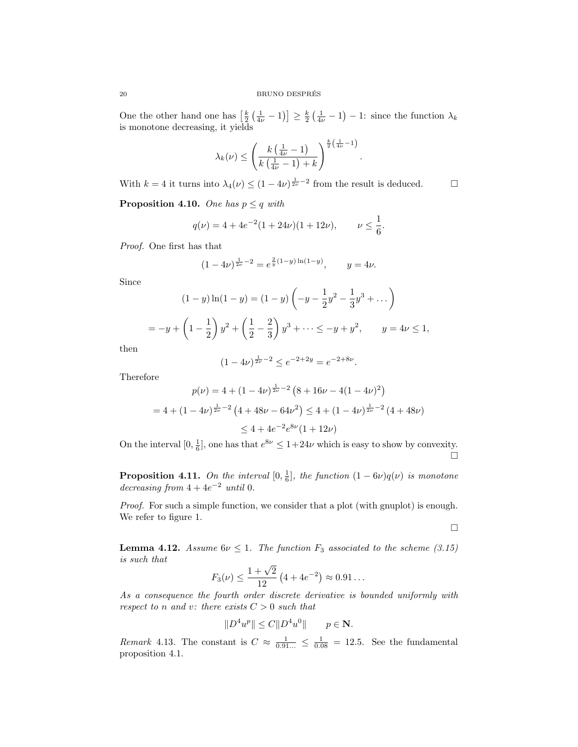One the other hand one has $\left[\frac{k}{2}\left(\frac{1}{4\nu}-1\right)\right] \geq \frac{k}{2}\left(\frac{1}{4\nu}-1\right)-1$: since the function $\lambda_k$ is monotone decreasing, it yields

$$\lambda_k(\nu) \leq \left(\frac{k\left(\frac{1}{4\nu}-1\right)}{k\left(\frac{1}{4\nu}-1\right)+k}\right)^{\frac{k}{2}\left(\frac{1}{4\nu}-1\right)}.$$

With $k=4$ it turns into $\lambda_4(\nu) \leq (1-4\nu)^{\frac{1}{2\nu}-2}$ from the result is deduced. □

**Proposition 4.10.** *One has $p \leq q$ with*

$$q(\nu) = 4 + 4e^{-2}(1+24\nu)(1+12\nu), \qquad \nu \leq \frac{1}{6}.$$

*Proof.* One first has that

$$(1-4\nu)^{\frac{1}{2\nu}-2} = e^{\frac{2}{y}(1-y)\ln(1-y)}, \qquad y = 4\nu.$$

Since

$$(1-y)\ln(1-y) = (1-y)\left(-y - \frac{1}{2}y^2 - \frac{1}{3}y^3 + \dots\right)$$

$$= -y + \left(1-\frac{1}{2}\right)y^2 + \left(\frac{1}{2}-\frac{2}{3}\right)y^3 + \dots \leq -y + y^2, \qquad y = 4\nu \leq 1,$$

then

$$(1-4\nu)^{\frac{1}{2\nu}-2} \leq e^{-2+2y} = e^{-2+8\nu}.$$

Therefore

$$p(\nu) = 4 + (1-4\nu)^{\frac{1}{2\nu}-2}\left(8+16\nu-4(1-4\nu)^2\right)$$

$$= 4 + (1-4\nu)^{\frac{1}{2\nu}-2}\left(4+48\nu-64\nu^2\right) \leq 4 + (1-4\nu)^{\frac{1}{2\nu}-2}(4+48\nu)$$

$$\leq 4 + 4e^{-2}e^{8\nu}(1+12\nu)$$

On the interval $[0, \frac{1}{6}]$, one has that $e^{8\nu} \leq 1+24\nu$ which is easy to show by convexity. □

**Proposition 4.11.** *On the interval $[0, \frac{1}{6}]$, the function $(1-6\nu)q(\nu)$ is monotone decreasing from $4+4e^{-2}$ until 0.*

*Proof.* For such a simple function, we consider that a plot (with gnuplot) is enough. We refer to figure 1. □

**Lemma 4.12.** *Assume $6\nu \leq 1$. The function $F_3$ associated to the scheme (3.15) is such that*

$$F_3(\nu) \leq \frac{1+\sqrt{2}}{12}\left(4+4e^{-2}\right) \approx 0.91\dots$$

*As a consequence the fourth order discrete derivative is bounded uniformly with respect to $n$ and $v$: there exists $C>0$ such that*

$$\|D^4u^p\| \leq C\|D^4u^0\| \qquad p \in \mathbf{N}.$$

*Remark* 4.13. The constant is $C \approx \frac{1}{0.91\dots} \leq \frac{1}{0.08} = 12.5$. See the fundamental proposition 4.1.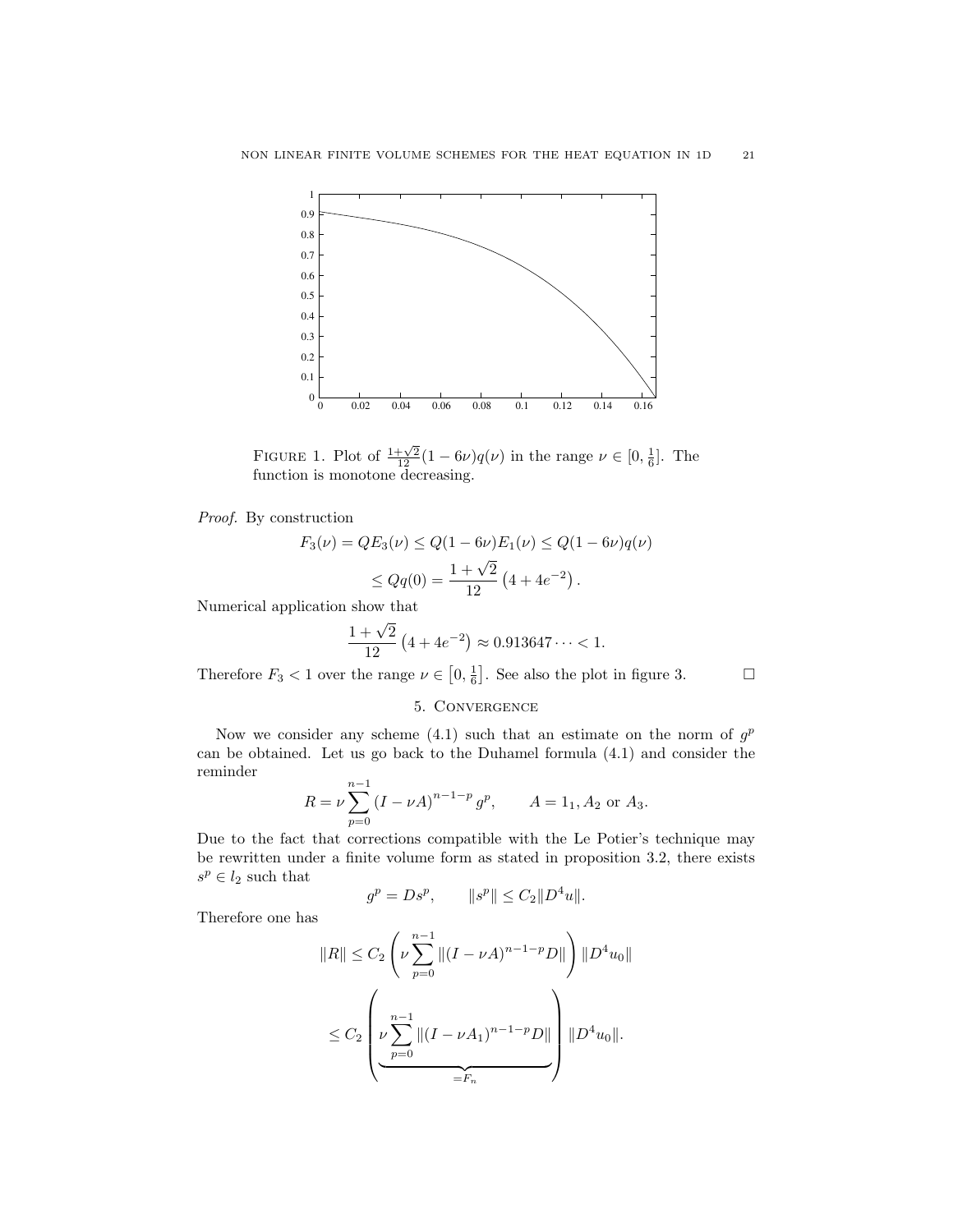FIGURE 1. Plot of $\frac{1+\sqrt{2}}{12}(1-6\nu)q(\nu)$ in the range $\nu \in [0, \frac{1}{6}]$. The function is monotone decreasing.

*Proof.* By construction

$$F_3(\nu) = QE_3(\nu) \leq Q(1-6\nu)E_1(\nu) \leq Q(1-6\nu)q(\nu)$$

$$\leq Qq(0) = \frac{1+\sqrt{2}}{12}\left(4+4e^{-2}\right).$$

Numerical application show that

$$\frac{1+\sqrt{2}}{12}\left(4+4e^{-2}\right) \approx 0.913647\dots < 1.$$

Therefore $F_3 < 1$ over the range $\nu \in \left[0, \frac{1}{6}\right]$. See also the plot in figure 3. $\square$

## 5. Convergence

Now we consider any scheme (4.1) such that an estimate on the norm of $g^p$ can be obtained. Let us go back to the Duhamel formula (4.1) and consider the reminder

$$R = \nu \sum_{p=0}^{n-1} (I-\nu A)^{n-1-p} g^p, \qquad A = 1_1, A_2 \text{ or } A_3.$$

Due to the fact that corrections compatible with the Le Potier's technique may be rewritten under a finite volume form as stated in proposition 3.2, there exists $s^p \in l_2$ such that

$$g^p = Ds^p, \qquad \|s^p\| \leq C_2 \|D^4 u\|.$$

Therefore one has

$$\|R\| \leq C_2 \left(\nu \sum_{p=0}^{n-1} \|(I-\nu A)^{n-1-p} D\|\right) \|D^4 u_0\|$$

$$\leq C_2 \left(\underbrace{\nu \sum_{p=0}^{n-1} \|(I-\nu A_1)^{n-1-p} D\|}_{=F_n}\right) \|D^4 u_0\|.$$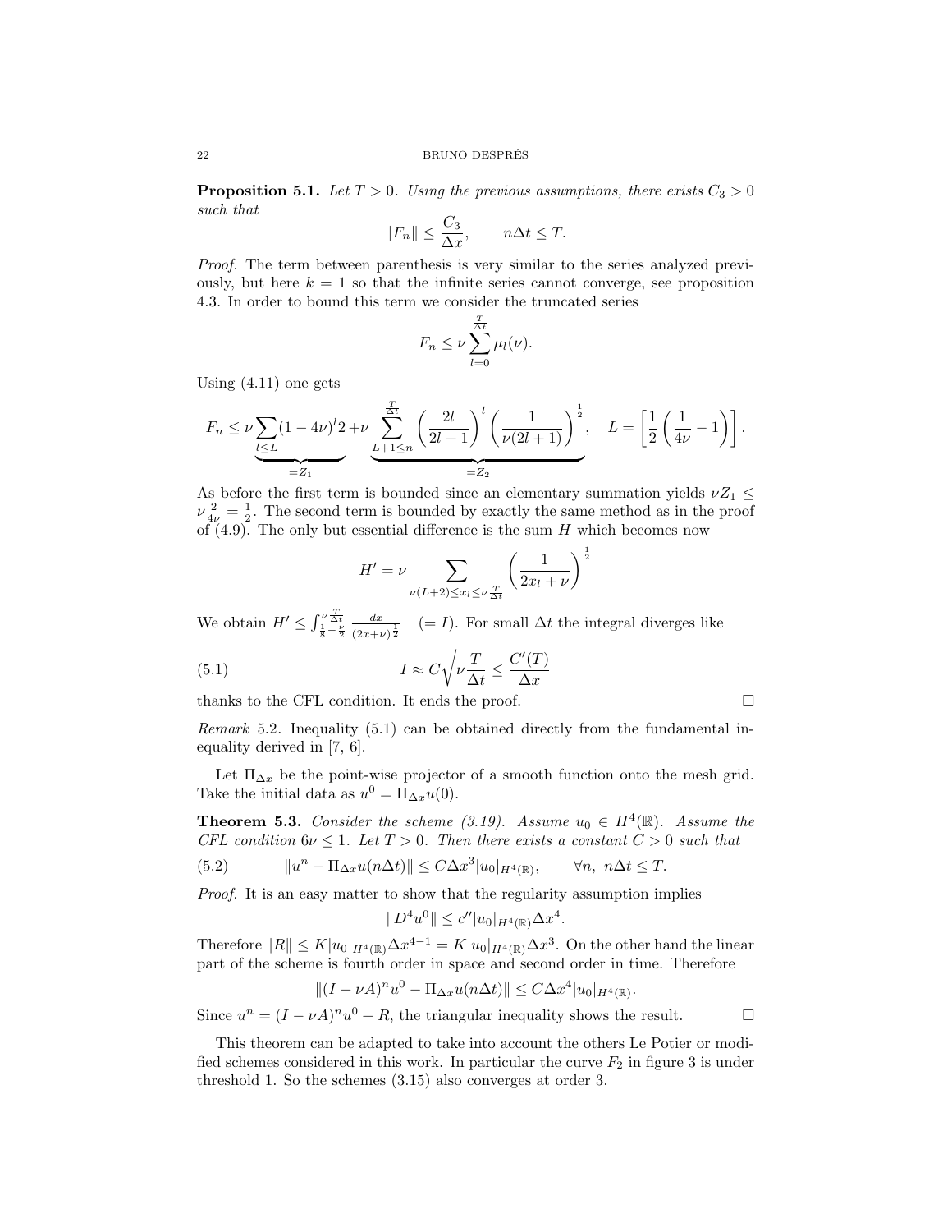**Proposition 5.1.** *Let $T > 0$. Using the previous assumptions, there exists $C_3 > 0$ such that*

$$\|F_n\| \leq \frac{C_3}{\Delta x}, \qquad n\Delta t \leq T.$$

*Proof.* The term between parenthesis is very similar to the series analyzed previously, but here $k = 1$ so that the infinite series cannot converge, see proposition 4.3. In order to bound this term we consider the truncated series

$$F_n \leq \nu \sum_{l=0}^{\frac{T}{\Delta t}} \mu_l(\nu).$$

Using (4.11) one gets

$$F_n \leq \nu \underbrace{\sum_{l \leq L} (1-4\nu)^l 2}_{=Z_1} + \nu \underbrace{\sum_{L+1 \leq n}^{\frac{T}{\Delta t}} \left(\frac{2l}{2l+1}\right)^l \left(\frac{1}{\nu(2l+1)}\right)^{\frac{1}{2}}}_{=Z_2}, \quad L = \left[\frac{1}{2}\left(\frac{1}{4\nu} - 1\right)\right].$$

As before the first term is bounded since an elementary summation yields $\nu Z_1 \leq \nu \frac{2}{4\nu} = \frac{1}{2}$. The second term is bounded by exactly the same method as in the proof of (4.9). The only but essential difference is the sum $H$ which becomes now

$$H' = \nu \sum_{\nu(L+2) \leq x_l \leq \nu \frac{T}{\Delta t}} \left(\frac{1}{2x_l + \nu}\right)^{\frac{1}{2}}$$

We obtain $H' \leq \int_{\frac{1}{8}-\frac{\nu}{2}}^{\nu \frac{T}{\Delta t}} \frac{dx}{(2x+\nu)^{\frac{1}{2}}} \quad (= I)$. For small $\Delta t$ the integral diverges like

$$I \approx C\sqrt{\nu \frac{T}{\Delta t}} \leq \frac{C'(T)}{\Delta x} \tag{5.1}$$

thanks to the CFL condition. It ends the proof. $\square$

*Remark* 5.2. Inequality (5.1) can be obtained directly from the fundamental inequality derived in [7, 6].

Let $\Pi_{\Delta x}$ be the point-wise projector of a smooth function onto the mesh grid. Take the initial data as $u^0 = \Pi_{\Delta x} u(0)$.

**Theorem 5.3.** *Consider the scheme (3.19). Assume $u_0 \in H^4(\mathbb{R})$. Assume the CFL condition $6\nu \leq 1$. Let $T > 0$. Then there exists a constant $C > 0$ such that*

$$\|u^n - \Pi_{\Delta x} u(n\Delta t)\| \leq C\Delta x^3 |u_0|_{H^4(\mathbb{R})}, \qquad \forall n, \ n\Delta t \leq T. \tag{5.2}$$

*Proof.* It is an easy matter to show that the regularity assumption implies

$$\|D^4 u^0\| \leq c'' |u_0|_{H^4(\mathbb{R})} \Delta x^4.$$

Therefore $\|R\| \leq K|u_0|_{H^4(\mathbb{R})} \Delta x^{4-1} = K|u_0|_{H^4(\mathbb{R})} \Delta x^3$. On the other hand the linear part of the scheme is fourth order in space and second order in time. Therefore

$$\|(I - \nu A)^n u^0 - \Pi_{\Delta x} u(n\Delta t)\| \leq C\Delta x^4 |u_0|_{H^4(\mathbb{R})}.$$

Since $u^n = (I - \nu A)^n u^0 + R$, the triangular inequality shows the result. $\square$

This theorem can be adapted to take into account the others Le Potier or modified schemes considered in this work. In particular the curve $F_2$ in figure 3 is under threshold 1. So the schemes (3.15) also converges at order 3.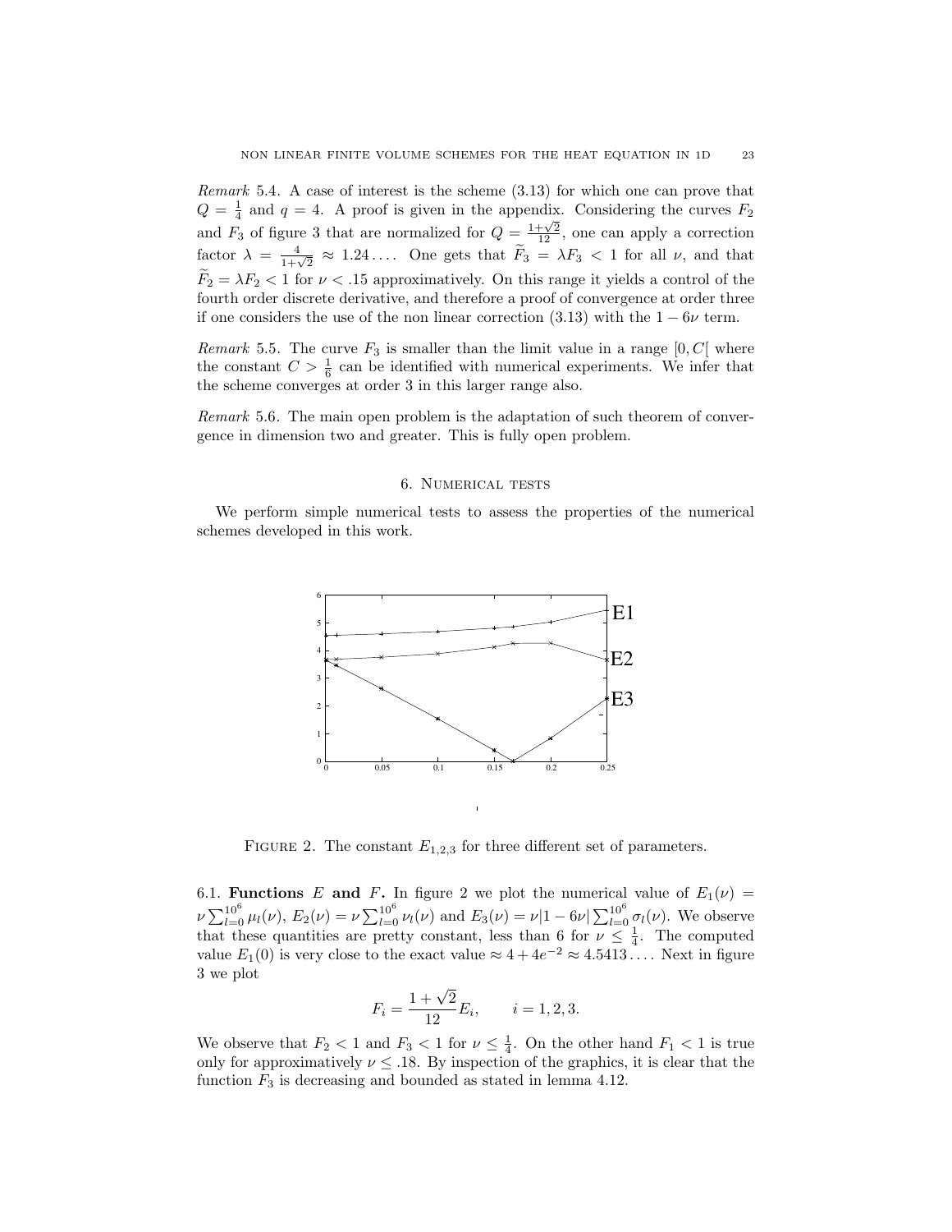*Remark* 5.4. A case of interest is the scheme (3.13) for which one can prove that $Q = \frac{1}{4}$ and $q = 4$. A proof is given in the appendix. Considering the curves $F_2$ and $F_3$ of figure 3 that are normalized for $Q = \frac{1+\sqrt{2}}{12}$, one can apply a correction factor $\lambda = \frac{4}{1+\sqrt{2}} \approx 1.24\ldots$. One gets that $\widetilde{F}_3 = \lambda F_3 < 1$ for all $\nu$, and that $\widetilde{F}_2 = \lambda F_2 < 1$ for $\nu < .15$ approximatively. On this range it yields a control of the fourth order discrete derivative, and therefore a proof of convergence at order three if one considers the use of the non linear correction (3.13) with the $1 - 6\nu$ term.

*Remark* 5.5. The curve $F_3$ is smaller than the limit value in a range $[0, C[$ where the constant $C > \frac{1}{6}$ can be identified with numerical experiments. We infer that the scheme converges at order 3 in this larger range also.

*Remark* 5.6. The main open problem is the adaptation of such theorem of convergence in dimension two and greater. This is fully open problem.

## 6. Numerical tests

We perform simple numerical tests to assess the properties of the numerical schemes developed in this work.

Figure 2. The constant $E_{1,2,3}$ for three different set of parameters.

### 6.1. Functions $E$ and $F$.

In figure 2 we plot the numerical value of $E_1(\nu) = \nu \sum_{l=0}^{10^6} \mu_l(\nu)$, $E_2(\nu) = \nu \sum_{l=0}^{10^6} \nu_l(\nu)$ and $E_3(\nu) = \nu|1 - 6\nu| \sum_{l=0}^{10^6} \sigma_l(\nu)$. We observe that these quantities are pretty constant, less than 6 for $\nu \leq \frac{1}{4}$. The computed value $E_1(0)$ is very close to the exact value $\approx 4 + 4e^{-2} \approx 4.5413\ldots$. Next in figure 3 we plot

$$F_i = \frac{1+\sqrt{2}}{12} E_i, \qquad i = 1, 2, 3.$$

We observe that $F_2 < 1$ and $F_3 < 1$ for $\nu \leq \frac{1}{4}$. On the other hand $F_1 < 1$ is true only for approximatively $\nu \leq .18$. By inspection of the graphics, it is clear that the function $F_3$ is decreasing and bounded as stated in lemma 4.12.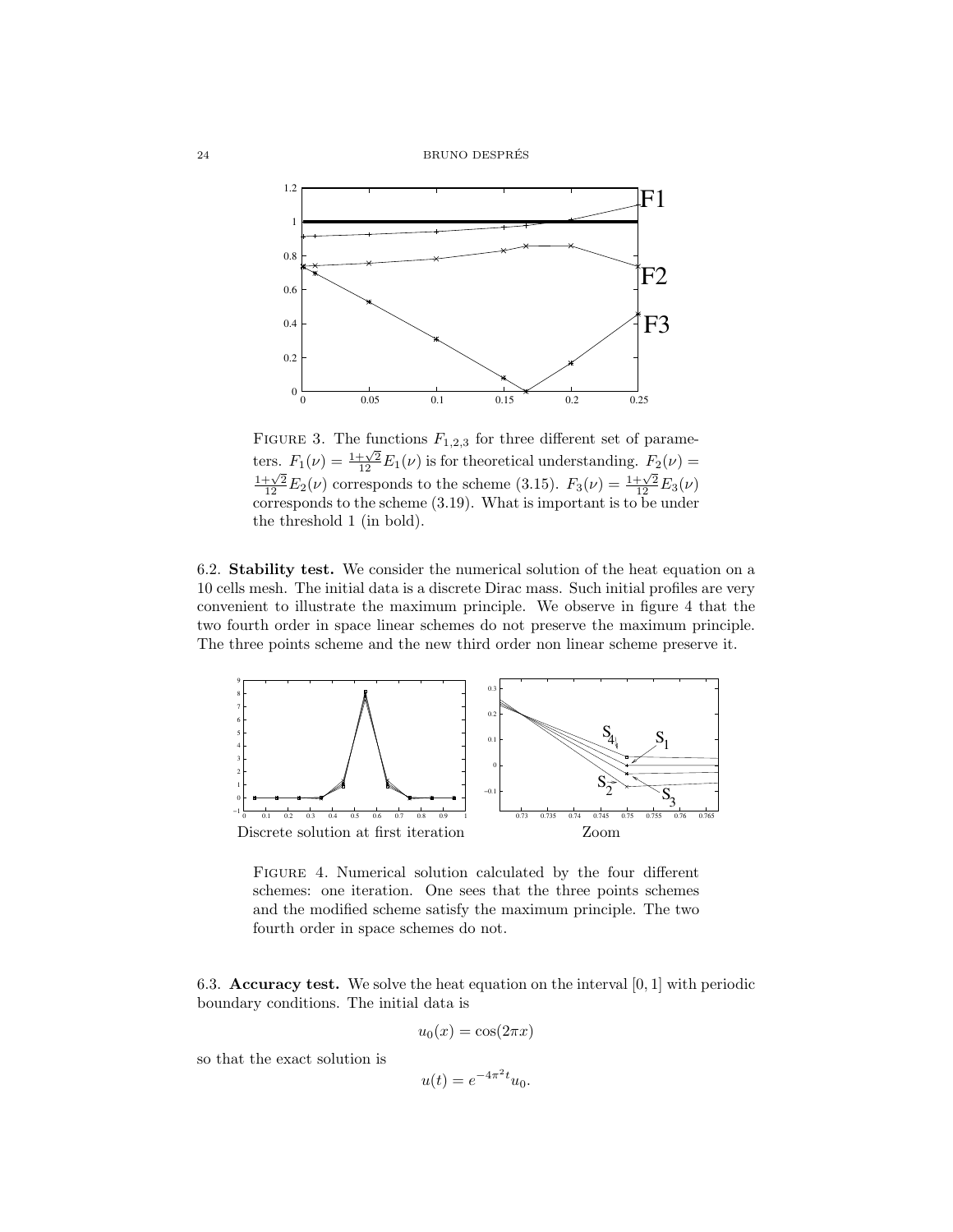FIGURE 3. The functions $F_{1,2,3}$ for three different set of parameters. $F_1(\nu) = \frac{1+\sqrt{2}}{12}E_1(\nu)$ is for theoretical understanding. $F_2(\nu) = \frac{1+\sqrt{2}}{12}E_2(\nu)$ corresponds to the scheme (3.15). $F_3(\nu) = \frac{1+\sqrt{2}}{12}E_3(\nu)$ corresponds to the scheme (3.19). What is important is to be under the threshold 1 (in bold).

6.2. **Stability test.** We consider the numerical solution of the heat equation on a 10 cells mesh. The initial data is a discrete Dirac mass. Such initial profiles are very convenient to illustrate the maximum principle. We observe in figure 4 that the two fourth order in space linear schemes do not preserve the maximum principle. The three points scheme and the new third order non linear scheme preserve it.

Discrete solution at first iteration

Zoom

FIGURE 4. Numerical solution calculated by the four different schemes: one iteration. One sees that the three points schemes and the modified scheme satisfy the maximum principle. The two fourth order in space schemes do not.

6.3. **Accuracy test.** We solve the heat equation on the interval $[0, 1]$ with periodic boundary conditions. The initial data is

$$u_0(x) = \cos(2\pi x)$$

so that the exact solution is

$$u(t) = e^{-4\pi^2 t}u_0.$$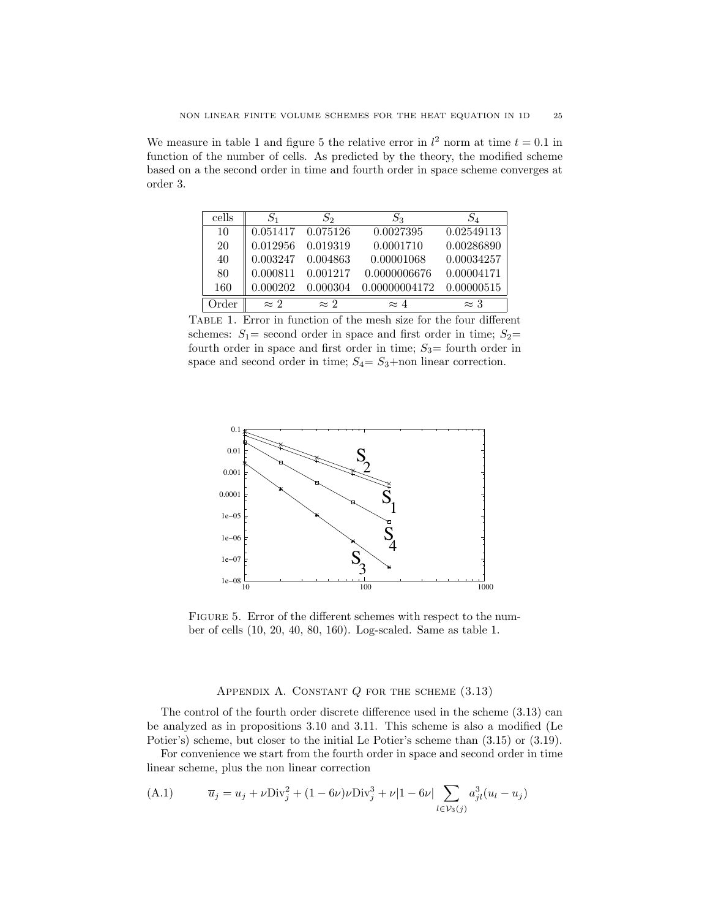We measure in table 1 and figure 5 the relative error in $l^2$ norm at time $t = 0.1$ in function of the number of cells. As predicted by the theory, the modified scheme based on a the second order in time and fourth order in space scheme converges at order 3.

| cells | $S_1$ | $S_2$ | $S_3$ | $S_4$ |
|---|---|---|---|---|
| 10 | 0.051417 | 0.075126 | 0.0027395 | 0.02549113 |
| 20 | 0.012956 | 0.019319 | 0.0001710 | 0.00286890 |
| 40 | 0.003247 | 0.004863 | 0.00001068 | 0.00034257 |
| 80 | 0.000811 | 0.001217 | 0.0000006676 | 0.00004171 |
| 160 | 0.000202 | 0.000304 | 0.00000004172 | 0.00000515 |
| Order | $\approx 2$ | $\approx 2$ | $\approx 4$ | $\approx 3$ |

TABLE 1. Error in function of the mesh size for the four different schemes: $S_1$= second order in space and first order in time; $S_2$= fourth order in space and first order in time; $S_3$= fourth order in space and second order in time; $S_4$= $S_3$+non linear correction.

FIGURE 5. Error of the different schemes with respect to the number of cells (10, 20, 40, 80, 160). Log-scaled. Same as table 1.

## APPENDIX A. CONSTANT $Q$ FOR THE SCHEME (3.13)

The control of the fourth order discrete difference used in the scheme (3.13) can be analyzed as in propositions 3.10 and 3.11. This scheme is also a modified (Le Potier's) scheme, but closer to the initial Le Potier's scheme than (3.15) or (3.19).

For convenience we start from the fourth order in space and second order in time linear scheme, plus the non linear correction

$$\overline{u}_j = u_j + \nu \mathrm{Div}_j^2 + (1-6\nu)\nu \mathrm{Div}_j^3 + \nu|1-6\nu| \sum_{l \in \mathcal{V}_3(j)} a_{jl}^3 (u_l - u_j) \tag{A.1}$$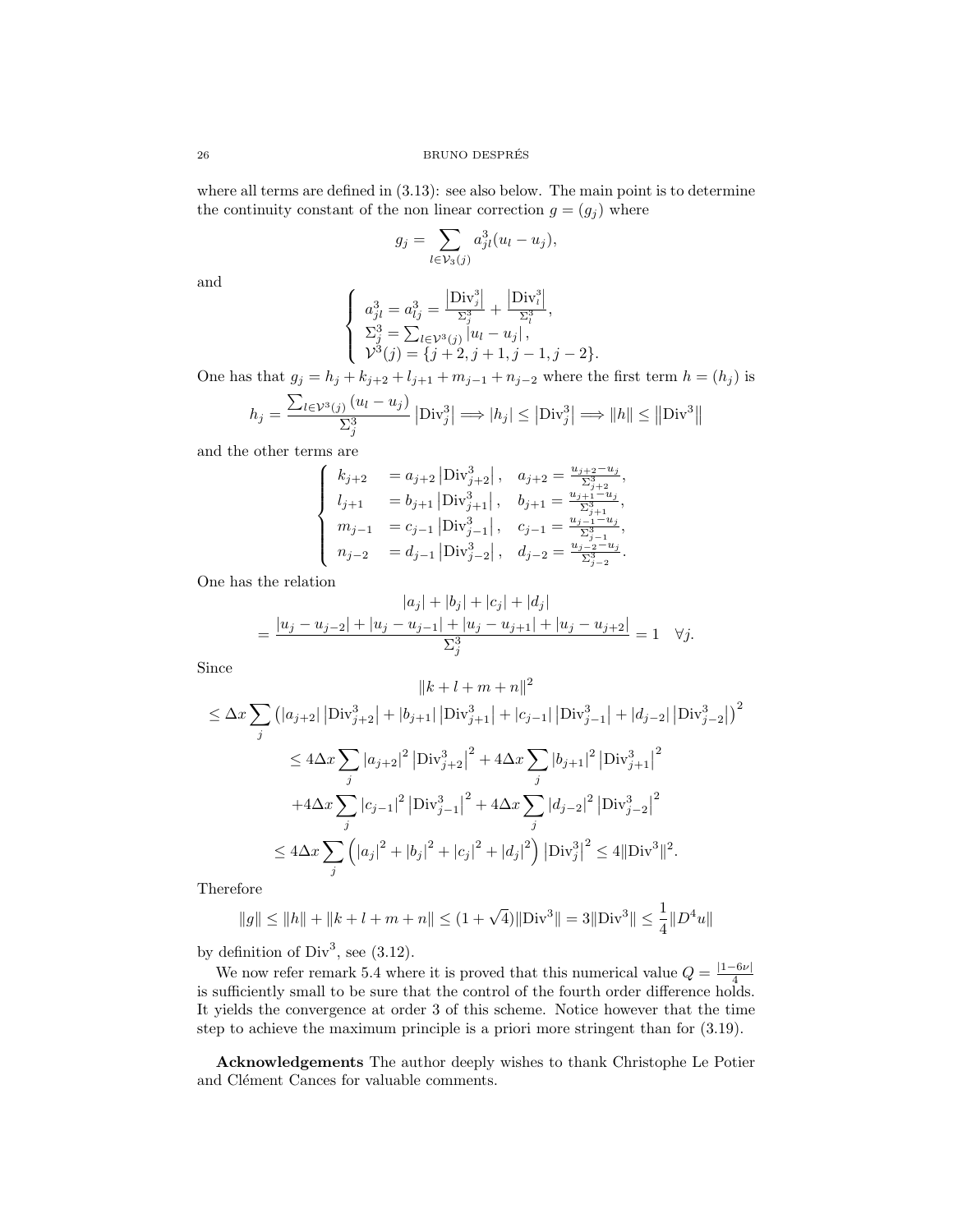where all terms are defined in (3.13): see also below. The main point is to determine the continuity constant of the non linear correction $g = (g_j)$ where

$$g_j = \sum_{l \in \mathcal{V}_3(j)} a_{jl}^3 (u_l - u_j),$$

and

$$\left\{ \begin{array}{l} a_{jl}^3 = a_{lj}^3 = \frac{\left|\mathrm{Div}_j^3\right|}{\Sigma_j^3} + \frac{\left|\mathrm{Div}_l^3\right|}{\Sigma_l^3}, \\ \Sigma_j^3 = \sum_{l \in \mathcal{V}^3(j)} \left| u_l - u_j \right|, \\ \mathcal{V}^3(j) = \{j+2, j+1, j-1, j-2\}. \end{array} \right.$$

One has that $g_j = h_j + k_{j+2} + l_{j+1} + m_{j-1} + n_{j-2}$ where the first term $h = (h_j)$ is

$$h_j = \frac{\sum_{l \in \mathcal{V}^3(j)} (u_l - u_j)}{\Sigma_j^3} \left|\mathrm{Div}_j^3\right| \Longrightarrow |h_j| \le \left|\mathrm{Div}_j^3\right| \Longrightarrow \|h\| \le \left\|\mathrm{Div}^3\right\|$$

and the other terms are

$$\left\{ \begin{array}{lll} k_{j+2} & = a_{j+2} \left|\mathrm{Div}_{j+2}^3\right|, & a_{j+2} = \frac{u_{j+2} - u_j}{\Sigma_{j+2}^3}, \\ l_{j+1} & = b_{j+1} \left|\mathrm{Div}_{j+1}^3\right|, & b_{j+1} = \frac{u_{j+1} - u_j}{\Sigma_{j+1}^3}, \\ m_{j-1} & = c_{j-1} \left|\mathrm{Div}_{j-1}^3\right|, & c_{j-1} = \frac{u_{j-1} - u_j}{\Sigma_{j-1}^3}, \\ n_{j-2} & = d_{j-1} \left|\mathrm{Div}_{j-2}^3\right|, & d_{j-2} = \frac{u_{j-2} - u_j}{\Sigma_{j-2}^3}. \end{array} \right.$$

One has the relation

$$|a_j| + |b_j| + |c_j| + |d_j|$$
$$= \frac{|u_j - u_{j-2}| + |u_j - u_{j-1}| + |u_j - u_{j+1}| + |u_j - u_{j+2}|}{\Sigma_j^3} = 1 \quad \forall j.$$

Since

$$\|k + l + m + n\|^2$$
$$\le \Delta x \sum_j \left( |a_{j+2}| \left|\mathrm{Div}_{j+2}^3\right| + |b_{j+1}| \left|\mathrm{Div}_{j+1}^3\right| + |c_{j-1}| \left|\mathrm{Div}_{j-1}^3\right| + |d_{j-2}| \left|\mathrm{Div}_{j-2}^3\right| \right)^2$$
$$\le 4\Delta x \sum_j |a_{j+2}|^2 \left|\mathrm{Div}_{j+2}^3\right|^2 + 4\Delta x \sum_j |b_{j+1}|^2 \left|\mathrm{Div}_{j+1}^3\right|^2$$
$$+ 4\Delta x \sum_j |c_{j-1}|^2 \left|\mathrm{Div}_{j-1}^3\right|^2 + 4\Delta x \sum_j |d_{j-2}|^2 \left|\mathrm{Div}_{j-2}^3\right|^2$$
$$\le 4\Delta x \sum_j \left( |a_j|^2 + |b_j|^2 + |c_j|^2 + |d_j|^2 \right) \left|\mathrm{Div}_j^3\right|^2 \le 4\|\mathrm{Div}^3\|^2.$$

Therefore

$$\|g\| \le \|h\| + \|k + l + m + n\| \le (1 + \sqrt{4})\|\mathrm{Div}^3\| = 3\|\mathrm{Div}^3\| \le \frac{1}{4}\|D^4 u\|$$

by definition of $\mathrm{Div}^3$, see (3.12).

We now refer remark 5.4 where it is proved that this numerical value $Q = \frac{|1-6\nu|}{4}$ is sufficiently small to be sure that the control of the fourth order difference holds. It yields the convergence at order 3 of this scheme. Notice however that the time step to achieve the maximum principle is a priori more stringent than for (3.19).

**Acknowledgements** The author deeply wishes to thank Christophe Le Potier and Clément Cances for valuable comments.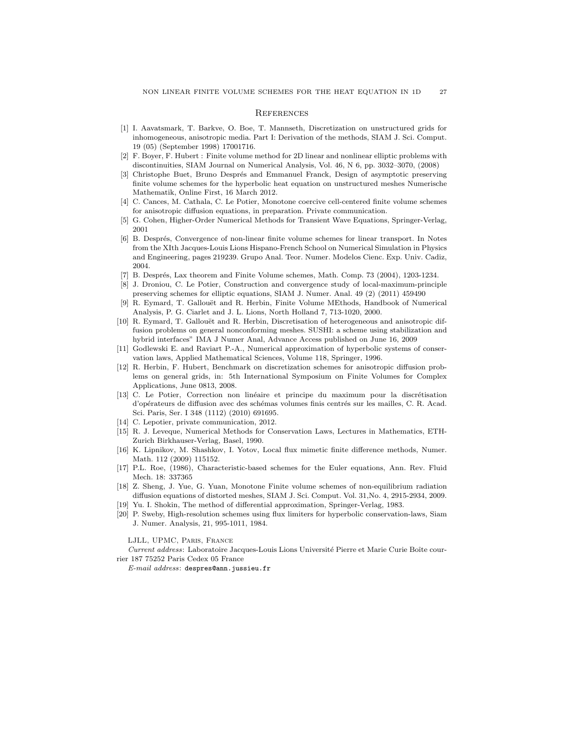## References

[1] I. Aavatsmark, T. Barkve, O. Boe, T. Mannseth, Discretization on unstructured grids for inhomogeneous, anisotropic media. Part I: Derivation of the methods, SIAM J. Sci. Comput. 19 (05) (September 1998) 17001716.

[2] F. Boyer, F. Hubert : Finite volume method for 2D linear and nonlinear elliptic problems with discontinuities, SIAM Journal on Numerical Analysis, Vol. 46, N 6, pp. 3032–3070, (2008)

[3] Christophe Buet, Bruno Després and Emmanuel Franck, Design of asymptotic preserving finite volume schemes for the hyperbolic heat equation on unstructured meshes Numerische Mathematik, Online First, 16 March 2012.

[4] C. Cances, M. Cathala, C. Le Potier, Monotone coercive cell-centered finite volume schemes for anisotropic diffusion equations, in preparation. Private communication.

[5] G. Cohen, Higher-Order Numerical Methods for Transient Wave Equations, Springer-Verlag, 2001

[6] B. Després, Convergence of non-linear finite volume schemes for linear transport. In Notes from the XIth Jacques-Louis Lions Hispano-French School on Numerical Simulation in Physics and Engineering, pages 219239. Grupo Anal. Teor. Numer. Modelos Cienc. Exp. Univ. Cadiz, 2004.

[7] B. Després, Lax theorem and Finite Volume schemes, Math. Comp. 73 (2004), 1203-1234.

[8] J. Droniou, C. Le Potier, Construction and convergence study of local-maximum-principle preserving schemes for elliptic equations, SIAM J. Numer. Anal. 49 (2) (2011) 459490

[9] R. Eymard, T. Gallouët and R. Herbin, Finite Volume MEthods, Handbook of Numerical Analysis, P. G. Ciarlet and J. L. Lions, North Holland 7, 713-1020, 2000.

[10] R. Eymard, T. Gallouët and R. Herbin, Discretisation of heterogeneous and anisotropic diffusion problems on general nonconforming meshes. SUSHI: a scheme using stabilization and hybrid interfaces" IMA J Numer Anal, Advance Access published on June 16, 2009

[11] Godlewski E. and Raviart P.-A., Numerical approximation of hyperbolic systems of conservation laws, Applied Mathematical Sciences, Volume 118, Springer, 1996.

[12] R. Herbin, F. Hubert, Benchmark on discretization schemes for anisotropic diffusion problems on general grids, in: 5th International Symposium on Finite Volumes for Complex Applications, June 0813, 2008.

[13] C. Le Potier, Correction non linéaire et principe du maximum pour la discrétisation d'opérateurs de diffusion avec des schémas volumes finis centrés sur les mailles, C. R. Acad. Sci. Paris, Ser. I 348 (1112) (2010) 691695.

[14] C. Lepotier, private communication, 2012.

[15] R. J. Leveque, Numerical Methods for Conservation Laws, Lectures in Mathematics, ETH-Zurich Birkhauser-Verlag, Basel, 1990.

[16] K. Lipnikov, M. Shashkov, I. Yotov, Local flux mimetic finite difference methods, Numer. Math. 112 (2009) 115152.

[17] P.L. Roe, (1986), Characteristic-based schemes for the Euler equations, Ann. Rev. Fluid Mech. 18: 337365

[18] Z. Sheng, J. Yue, G. Yuan, Monotone Finite volume schemes of non-equilibrium radiation diffusion equations of distorted meshes, SIAM J. Sci. Comput. Vol. 31,No. 4, 2915-2934, 2009.

[19] Yu. I. Shokin, The method of differential approximation, Springer-Verlag, 1983.

[20] P. Sweby, High-resolution schemes using flux limiters for hyperbolic conservation-laws, Siam J. Numer. Analysis, 21, 995-1011, 1984.

LJLL, UPMC, Paris, France

*Current address*: Laboratoire Jacques-Louis Lions Université Pierre et Marie Curie Boîte courrier 187 75252 Paris Cedex 05 France

*E-mail address*: despres@ann.jussieu.fr